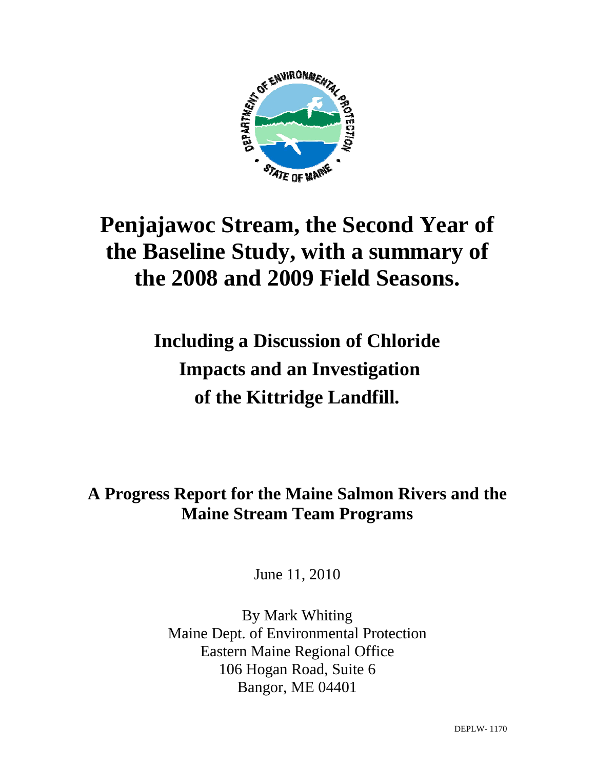# Penjajawoc Stream, the Second Year of the Baseline Study, with a summary of the 2008 and 2009 Field Seasons.

## Including a Discussion of Chloride Impacts and an Investigation of the Kittridge Landfill.

### A Progress Report for the Maine Salmon Rivers and the Maine Stream Team Programs

June 11, 2010

By Mark Whiting
Maine Dept. of Environmental Protection
Eastern Maine Regional Office
106 Hogan Road, Suite 6
Bangor, ME 04401

DEPLW- 1170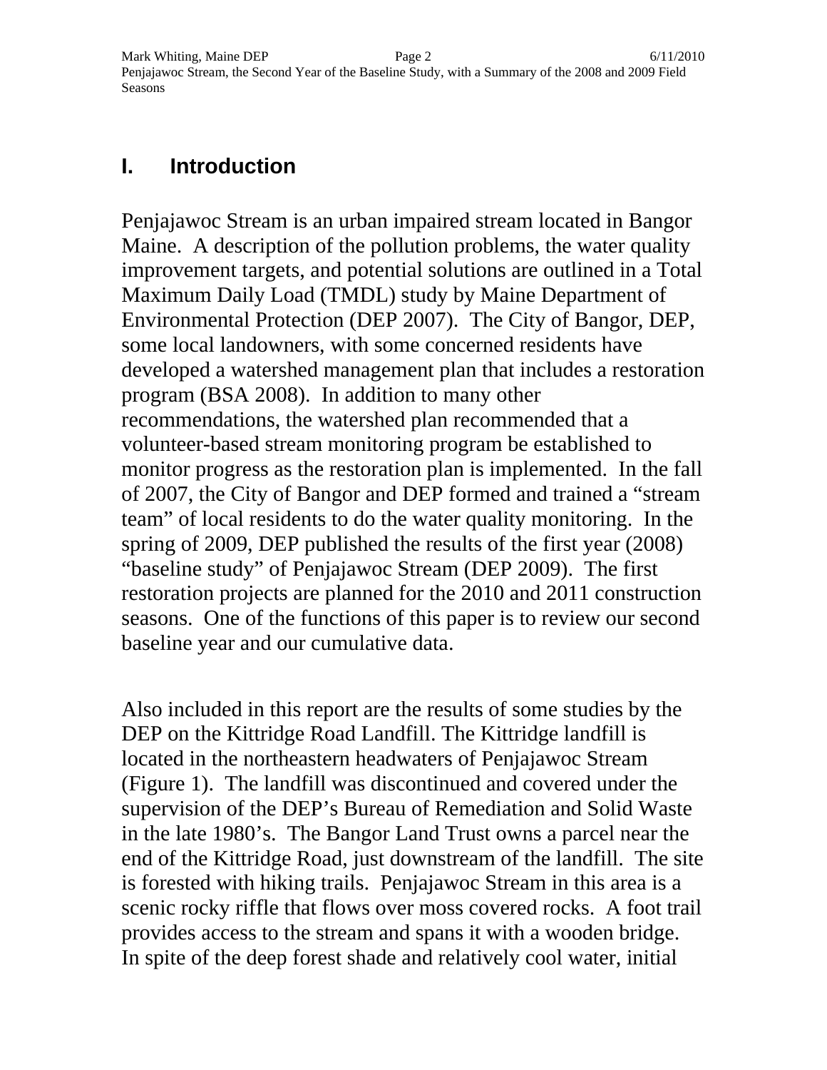# I. Introduction

Penjajawoc Stream is an urban impaired stream located in Bangor Maine. A description of the pollution problems, the water quality improvement targets, and potential solutions are outlined in a Total Maximum Daily Load (TMDL) study by Maine Department of Environmental Protection (DEP 2007). The City of Bangor, DEP, some local landowners, with some concerned residents have developed a watershed management plan that includes a restoration program (BSA 2008). In addition to many other recommendations, the watershed plan recommended that a volunteer-based stream monitoring program be established to monitor progress as the restoration plan is implemented. In the fall of 2007, the City of Bangor and DEP formed and trained a "stream team" of local residents to do the water quality monitoring. In the spring of 2009, DEP published the results of the first year (2008) "baseline study" of Penjajawoc Stream (DEP 2009). The first restoration projects are planned for the 2010 and 2011 construction seasons. One of the functions of this paper is to review our second baseline year and our cumulative data.

Also included in this report are the results of some studies by the DEP on the Kittridge Road Landfill. The Kittridge landfill is located in the northeastern headwaters of Penjajawoc Stream (Figure 1). The landfill was discontinued and covered under the supervision of the DEP's Bureau of Remediation and Solid Waste in the late 1980's. The Bangor Land Trust owns a parcel near the end of the Kittridge Road, just downstream of the landfill. The site is forested with hiking trails. Penjajawoc Stream in this area is a scenic rocky riffle that flows over moss covered rocks. A foot trail provides access to the stream and spans it with a wooden bridge. In spite of the deep forest shade and relatively cool water, initial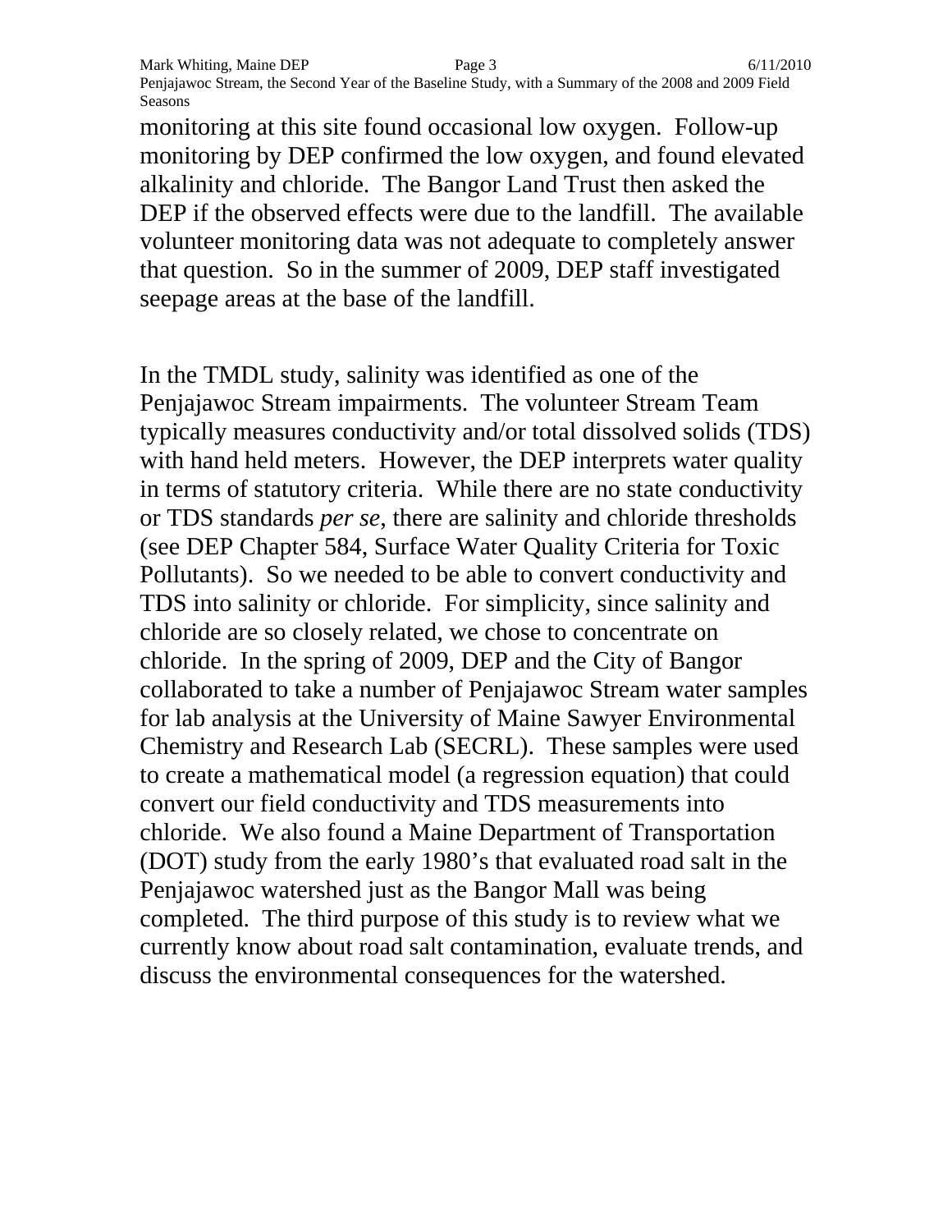monitoring at this site found occasional low oxygen. Follow-up monitoring by DEP confirmed the low oxygen, and found elevated alkalinity and chloride. The Bangor Land Trust then asked the DEP if the observed effects were due to the landfill. The available volunteer monitoring data was not adequate to completely answer that question. So in the summer of 2009, DEP staff investigated seepage areas at the base of the landfill.

In the TMDL study, salinity was identified as one of the Penjajawoc Stream impairments. The volunteer Stream Team typically measures conductivity and/or total dissolved solids (TDS) with hand held meters. However, the DEP interprets water quality in terms of statutory criteria. While there are no state conductivity or TDS standards *per se*, there are salinity and chloride thresholds (see DEP Chapter 584, Surface Water Quality Criteria for Toxic Pollutants). So we needed to be able to convert conductivity and TDS into salinity or chloride. For simplicity, since salinity and chloride are so closely related, we chose to concentrate on chloride. In the spring of 2009, DEP and the City of Bangor collaborated to take a number of Penjajawoc Stream water samples for lab analysis at the University of Maine Sawyer Environmental Chemistry and Research Lab (SECRL). These samples were used to create a mathematical model (a regression equation) that could convert our field conductivity and TDS measurements into chloride. We also found a Maine Department of Transportation (DOT) study from the early 1980's that evaluated road salt in the Penjajawoc watershed just as the Bangor Mall was being completed. The third purpose of this study is to review what we currently know about road salt contamination, evaluate trends, and discuss the environmental consequences for the watershed.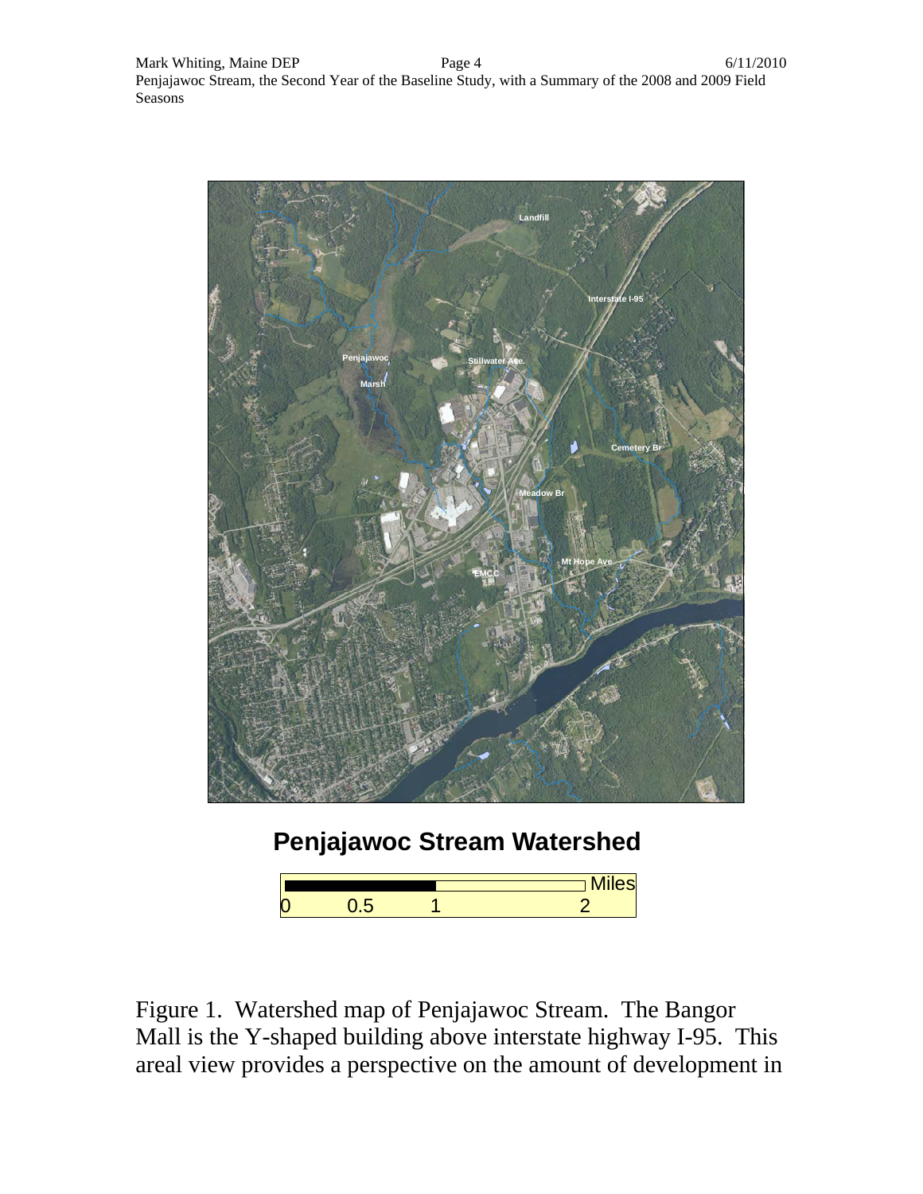Figure 1. Watershed map of Penjajawoc Stream. The Bangor Mall is the Y-shaped building above interstate highway I-95. This areal view provides a perspective on the amount of development in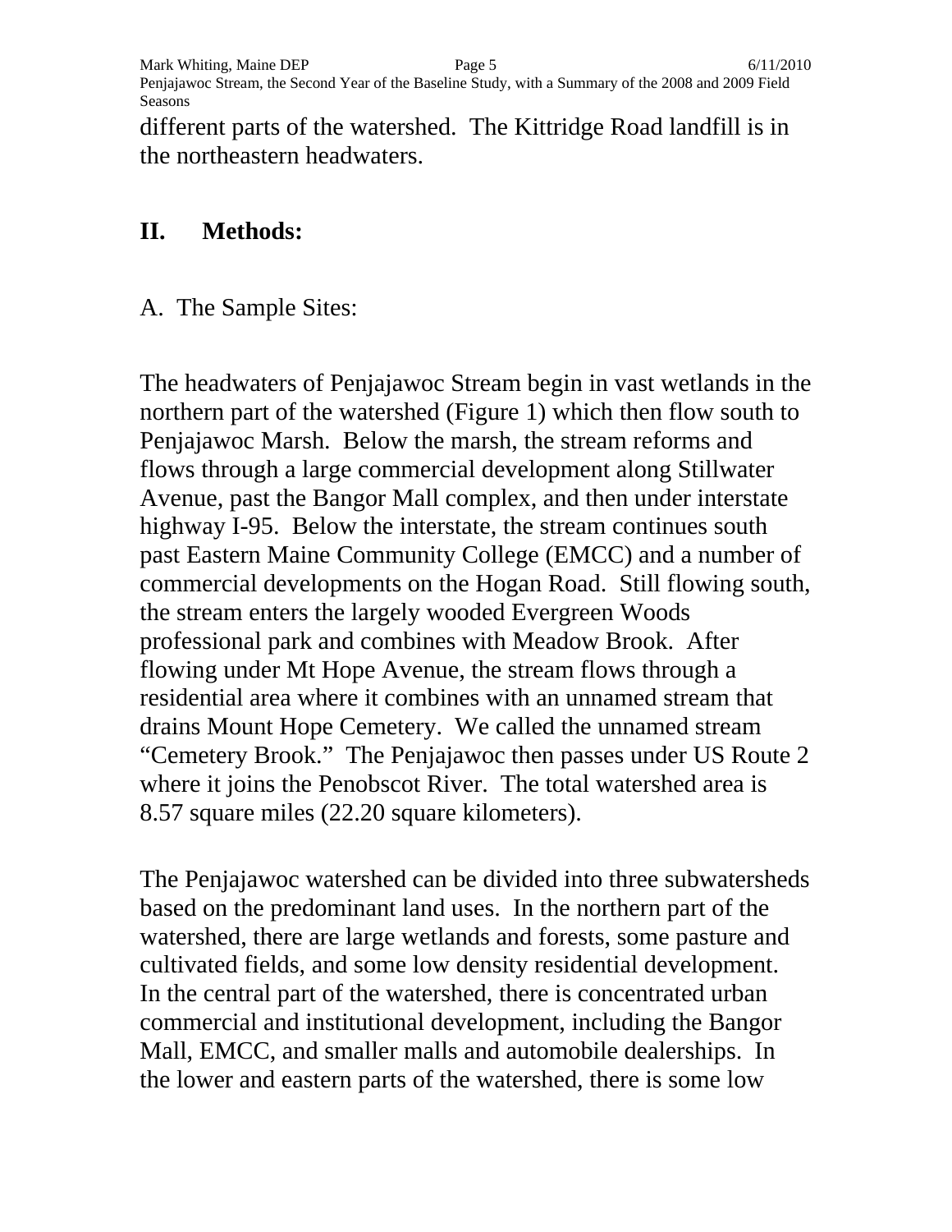different parts of the watershed. The Kittridge Road landfill is in the northeastern headwaters.

## II. Methods:

### A. The Sample Sites:

The headwaters of Penjajawoc Stream begin in vast wetlands in the northern part of the watershed (Figure 1) which then flow south to Penjajawoc Marsh. Below the marsh, the stream reforms and flows through a large commercial development along Stillwater Avenue, past the Bangor Mall complex, and then under interstate highway I-95. Below the interstate, the stream continues south past Eastern Maine Community College (EMCC) and a number of commercial developments on the Hogan Road. Still flowing south, the stream enters the largely wooded Evergreen Woods professional park and combines with Meadow Brook. After flowing under Mt Hope Avenue, the stream flows through a residential area where it combines with an unnamed stream that drains Mount Hope Cemetery. We called the unnamed stream "Cemetery Brook." The Penjajawoc then passes under US Route 2 where it joins the Penobscot River. The total watershed area is 8.57 square miles (22.20 square kilometers).

The Penjajawoc watershed can be divided into three subwatersheds based on the predominant land uses. In the northern part of the watershed, there are large wetlands and forests, some pasture and cultivated fields, and some low density residential development. In the central part of the watershed, there is concentrated urban commercial and institutional development, including the Bangor Mall, EMCC, and smaller malls and automobile dealerships. In the lower and eastern parts of the watershed, there is some low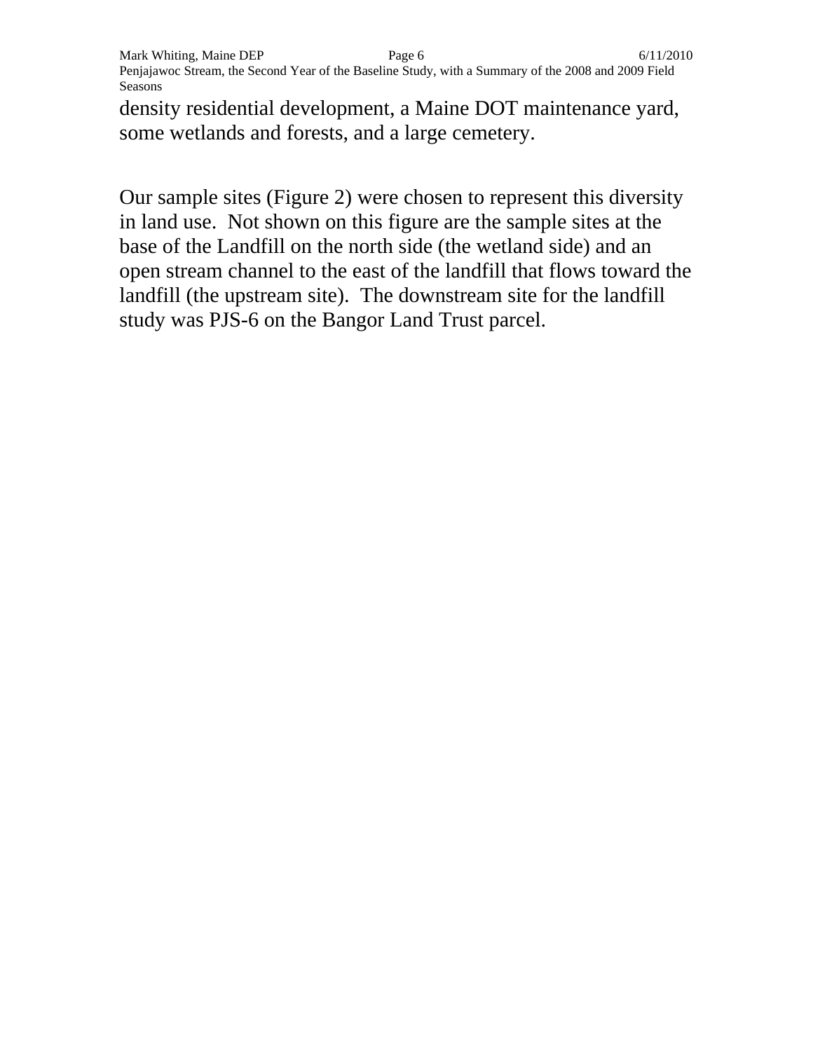density residential development, a Maine DOT maintenance yard, some wetlands and forests, and a large cemetery.

Our sample sites (Figure 2) were chosen to represent this diversity in land use. Not shown on this figure are the sample sites at the base of the Landfill on the north side (the wetland side) and an open stream channel to the east of the landfill that flows toward the landfill (the upstream site). The downstream site for the landfill study was PJS-6 on the Bangor Land Trust parcel.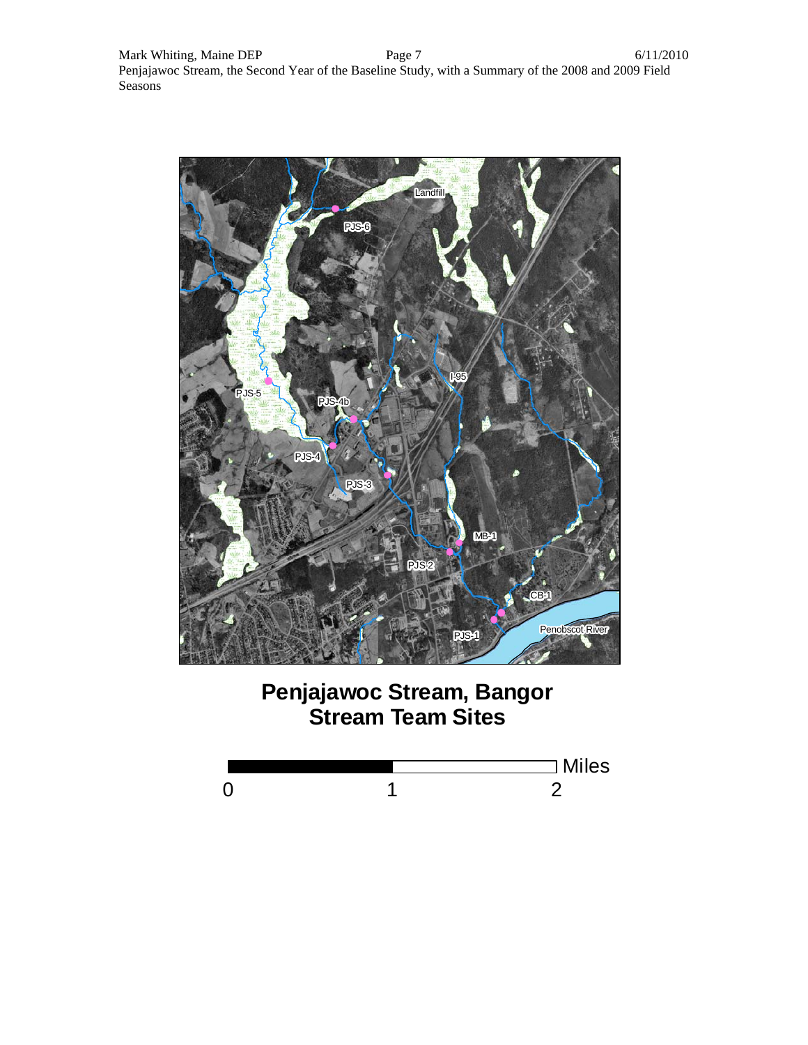# Penjajawoc Stream, Bangor
## Stream Team Sites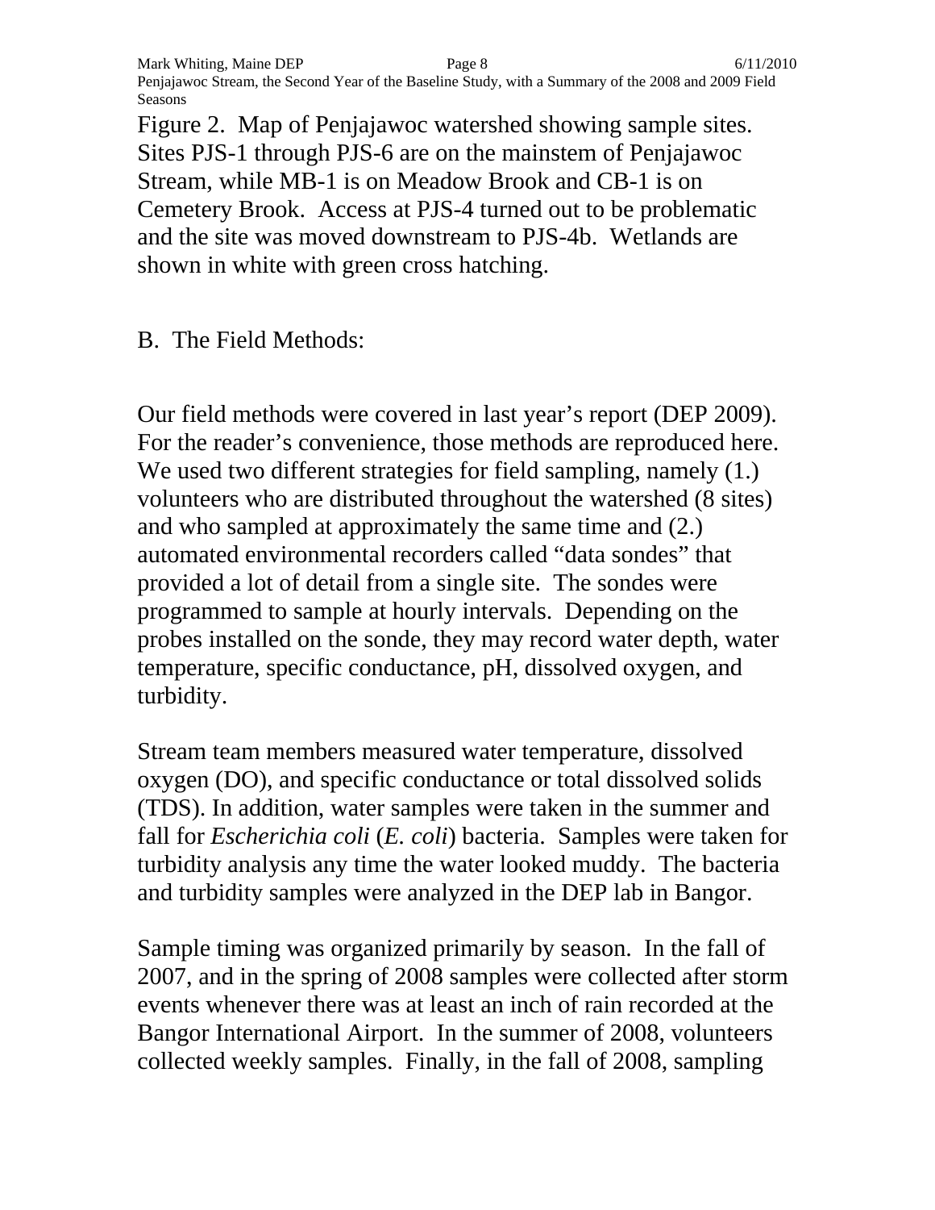Figure 2. Map of Penjajawoc watershed showing sample sites. Sites PJS-1 through PJS-6 are on the mainstem of Penjajawoc Stream, while MB-1 is on Meadow Brook and CB-1 is on Cemetery Brook. Access at PJS-4 turned out to be problematic and the site was moved downstream to PJS-4b. Wetlands are shown in white with green cross hatching.

## B. The Field Methods:

Our field methods were covered in last year's report (DEP 2009). For the reader's convenience, those methods are reproduced here. We used two different strategies for field sampling, namely (1.) volunteers who are distributed throughout the watershed (8 sites) and who sampled at approximately the same time and (2.) automated environmental recorders called "data sondes" that provided a lot of detail from a single site. The sondes were programmed to sample at hourly intervals. Depending on the probes installed on the sonde, they may record water depth, water temperature, specific conductance, pH, dissolved oxygen, and turbidity.

Stream team members measured water temperature, dissolved oxygen (DO), and specific conductance or total dissolved solids (TDS). In addition, water samples were taken in the summer and fall for *Escherichia coli* (*E. coli*) bacteria. Samples were taken for turbidity analysis any time the water looked muddy. The bacteria and turbidity samples were analyzed in the DEP lab in Bangor.

Sample timing was organized primarily by season. In the fall of 2007, and in the spring of 2008 samples were collected after storm events whenever there was at least an inch of rain recorded at the Bangor International Airport. In the summer of 2008, volunteers collected weekly samples. Finally, in the fall of 2008, sampling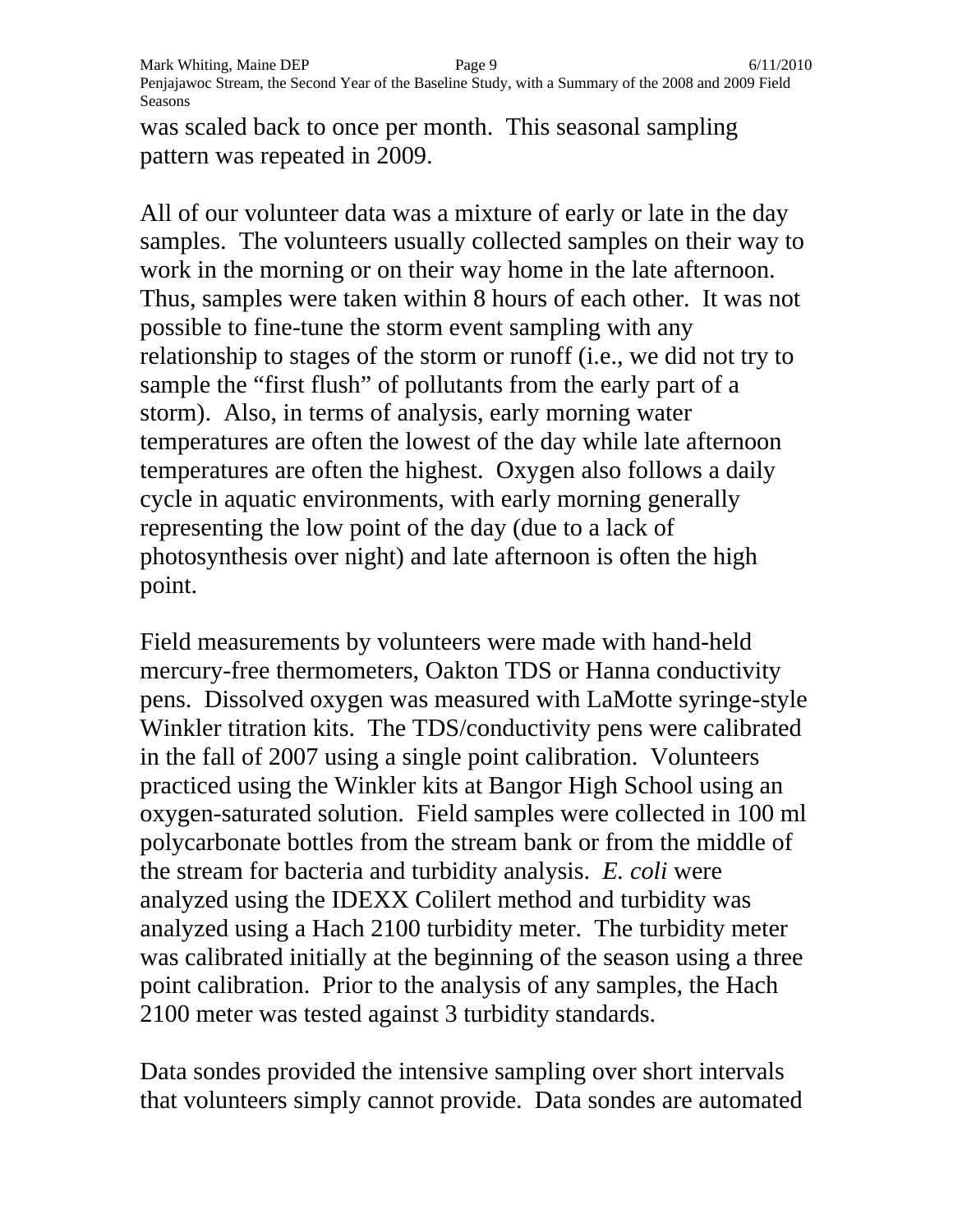was scaled back to once per month. This seasonal sampling pattern was repeated in 2009.

All of our volunteer data was a mixture of early or late in the day samples. The volunteers usually collected samples on their way to work in the morning or on their way home in the late afternoon. Thus, samples were taken within 8 hours of each other. It was not possible to fine-tune the storm event sampling with any relationship to stages of the storm or runoff (i.e., we did not try to sample the "first flush" of pollutants from the early part of a storm). Also, in terms of analysis, early morning water temperatures are often the lowest of the day while late afternoon temperatures are often the highest. Oxygen also follows a daily cycle in aquatic environments, with early morning generally representing the low point of the day (due to a lack of photosynthesis over night) and late afternoon is often the high point.

Field measurements by volunteers were made with hand-held mercury-free thermometers, Oakton TDS or Hanna conductivity pens. Dissolved oxygen was measured with LaMotte syringe-style Winkler titration kits. The TDS/conductivity pens were calibrated in the fall of 2007 using a single point calibration. Volunteers practiced using the Winkler kits at Bangor High School using an oxygen-saturated solution. Field samples were collected in 100 ml polycarbonate bottles from the stream bank or from the middle of the stream for bacteria and turbidity analysis. *E. coli* were analyzed using the IDEXX Colilert method and turbidity was analyzed using a Hach 2100 turbidity meter. The turbidity meter was calibrated initially at the beginning of the season using a three point calibration. Prior to the analysis of any samples, the Hach 2100 meter was tested against 3 turbidity standards.

Data sondes provided the intensive sampling over short intervals that volunteers simply cannot provide. Data sondes are automated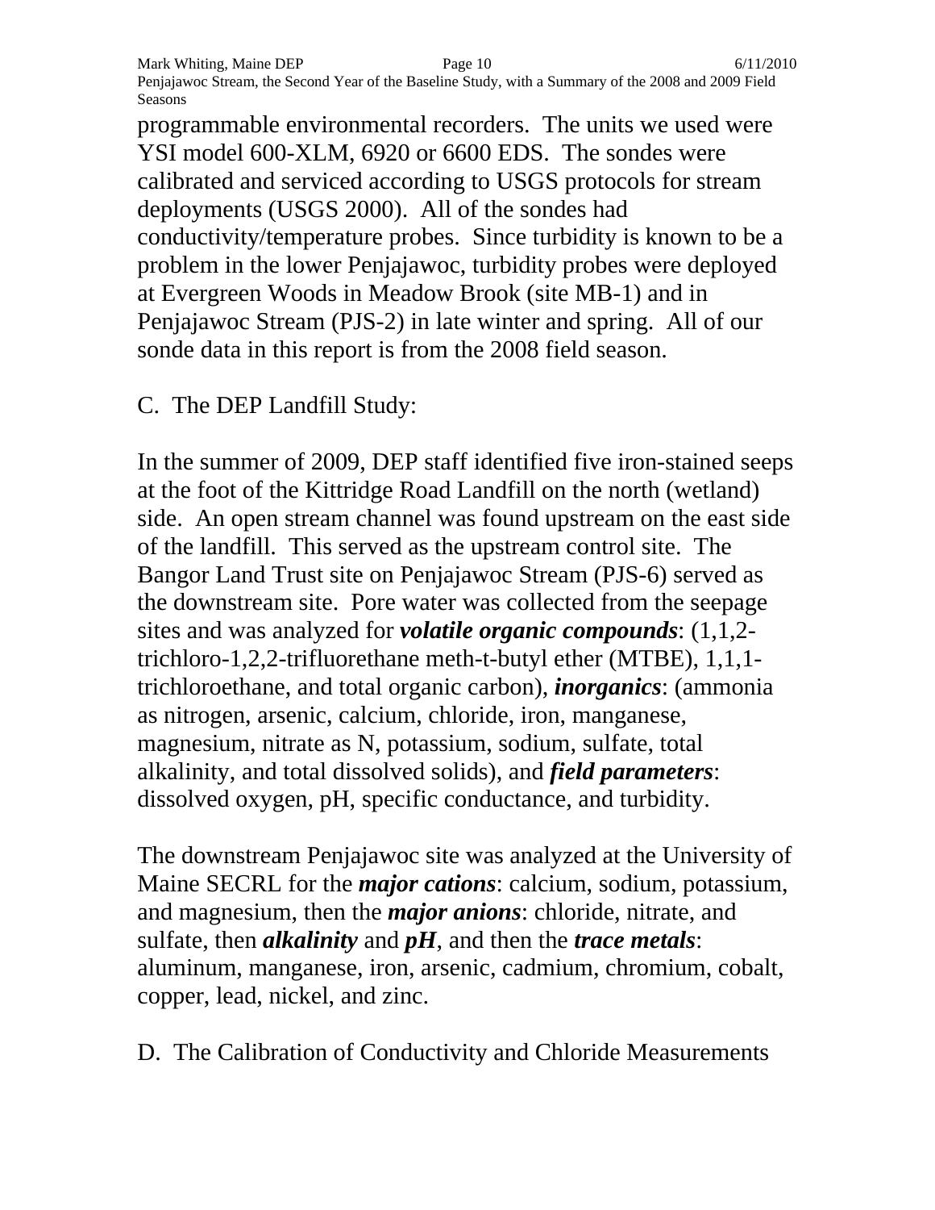programmable environmental recorders. The units we used were YSI model 600-XLM, 6920 or 6600 EDS. The sondes were calibrated and serviced according to USGS protocols for stream deployments (USGS 2000). All of the sondes had conductivity/temperature probes. Since turbidity is known to be a problem in the lower Penjajawoc, turbidity probes were deployed at Evergreen Woods in Meadow Brook (site MB-1) and in Penjajawoc Stream (PJS-2) in late winter and spring. All of our sonde data in this report is from the 2008 field season.

## C. The DEP Landfill Study:

In the summer of 2009, DEP staff identified five iron-stained seeps at the foot of the Kittridge Road Landfill on the north (wetland) side. An open stream channel was found upstream on the east side of the landfill. This served as the upstream control site. The Bangor Land Trust site on Penjajawoc Stream (PJS-6) served as the downstream site. Pore water was collected from the seepage sites and was analyzed for ***volatile organic compounds***: (1,1,2-trichloro-1,2,2-trifluorethane meth-t-butyl ether (MTBE), 1,1,1-trichloroethane, and total organic carbon), ***inorganics***: (ammonia as nitrogen, arsenic, calcium, chloride, iron, manganese, magnesium, nitrate as N, potassium, sodium, sulfate, total alkalinity, and total dissolved solids), and ***field parameters***: dissolved oxygen, pH, specific conductance, and turbidity.

The downstream Penjajawoc site was analyzed at the University of Maine SECRL for the ***major cations***: calcium, sodium, potassium, and magnesium, then the ***major anions***: chloride, nitrate, and sulfate, then ***alkalinity*** and ***pH***, and then the ***trace metals***: aluminum, manganese, iron, arsenic, cadmium, chromium, cobalt, copper, lead, nickel, and zinc.

## D. The Calibration of Conductivity and Chloride Measurements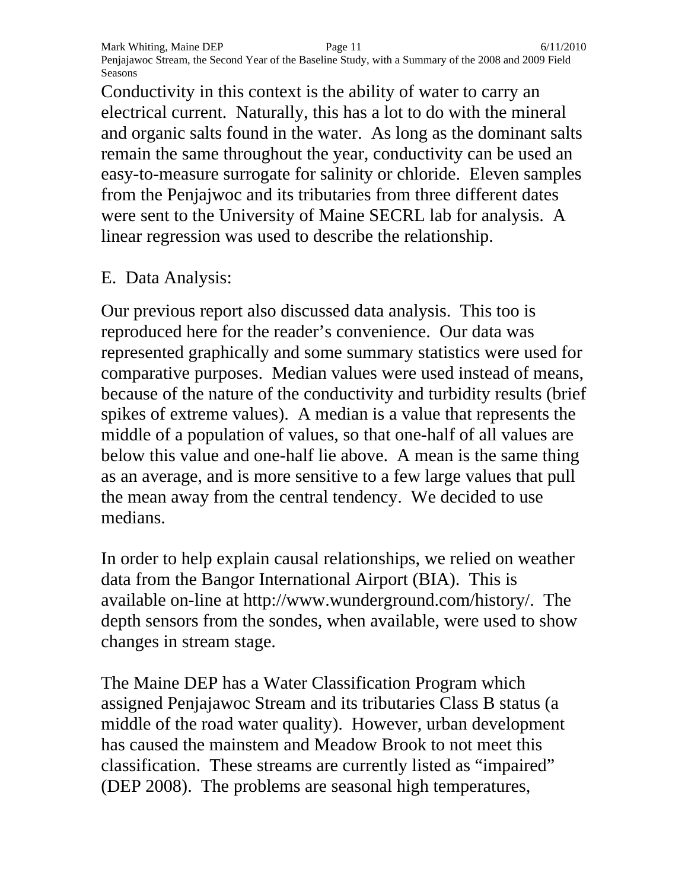Conductivity in this context is the ability of water to carry an electrical current. Naturally, this has a lot to do with the mineral and organic salts found in the water. As long as the dominant salts remain the same throughout the year, conductivity can be used an easy-to-measure surrogate for salinity or chloride. Eleven samples from the Penjajwoc and its tributaries from three different dates were sent to the University of Maine SECRL lab for analysis. A linear regression was used to describe the relationship.

E. Data Analysis:

Our previous report also discussed data analysis. This too is reproduced here for the reader's convenience. Our data was represented graphically and some summary statistics were used for comparative purposes. Median values were used instead of means, because of the nature of the conductivity and turbidity results (brief spikes of extreme values). A median is a value that represents the middle of a population of values, so that one-half of all values are below this value and one-half lie above. A mean is the same thing as an average, and is more sensitive to a few large values that pull the mean away from the central tendency. We decided to use medians.

In order to help explain causal relationships, we relied on weather data from the Bangor International Airport (BIA). This is available on-line at http://www.wunderground.com/history/. The depth sensors from the sondes, when available, were used to show changes in stream stage.

The Maine DEP has a Water Classification Program which assigned Penjajawoc Stream and its tributaries Class B status (a middle of the road water quality). However, urban development has caused the mainstem and Meadow Brook to not meet this classification. These streams are currently listed as "impaired" (DEP 2008). The problems are seasonal high temperatures,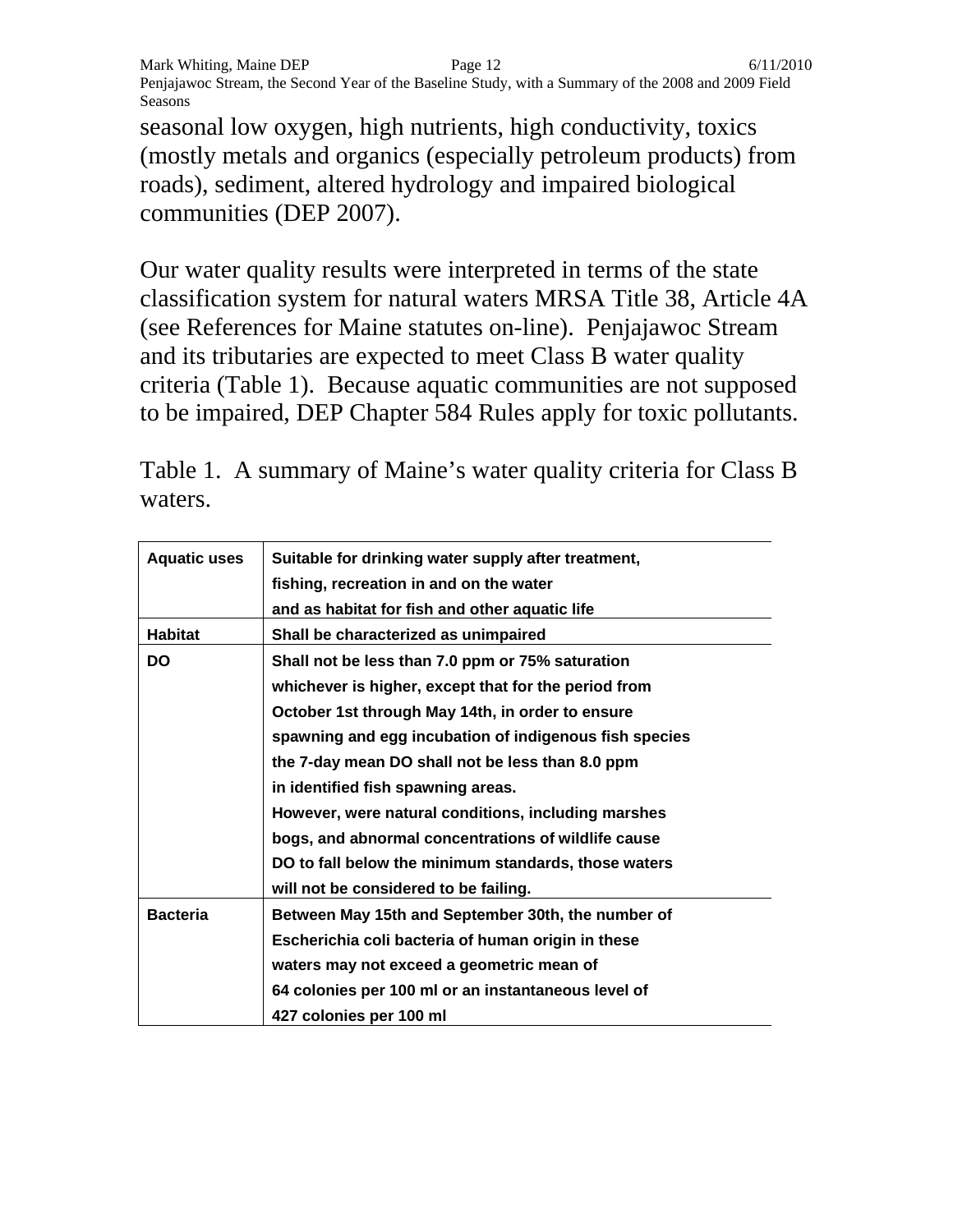seasonal low oxygen, high nutrients, high conductivity, toxics (mostly metals and organics (especially petroleum products) from roads), sediment, altered hydrology and impaired biological communities (DEP 2007).

Our water quality results were interpreted in terms of the state classification system for natural waters MRSA Title 38, Article 4A (see References for Maine statutes on-line). Penjajawoc Stream and its tributaries are expected to meet Class B water quality criteria (Table 1). Because aquatic communities are not supposed to be impaired, DEP Chapter 584 Rules apply for toxic pollutants.

Table 1. A summary of Maine's water quality criteria for Class B waters.

| **Aquatic uses** | **Suitable for drinking water supply after treatment, fishing, recreation in and on the water and as habitat for fish and other aquatic life** |
|---|---|
| **Habitat** | **Shall be characterized as unimpaired** |
| **DO** | **Shall not be less than 7.0 ppm or 75% saturation whichever is higher, except that for the period from October 1st through May 14th, in order to ensure spawning and egg incubation of indigenous fish species the 7-day mean DO shall not be less than 8.0 ppm in identified fish spawning areas. However, were natural conditions, including marshes bogs, and abnormal concentrations of wildlife cause DO to fall below the minimum standards, those waters will not be considered to be failing.** |
| **Bacteria** | **Between May 15th and September 30th, the number of Escherichia coli bacteria of human origin in these waters may not exceed a geometric mean of 64 colonies per 100 ml or an instantaneous level of 427 colonies per 100 ml** |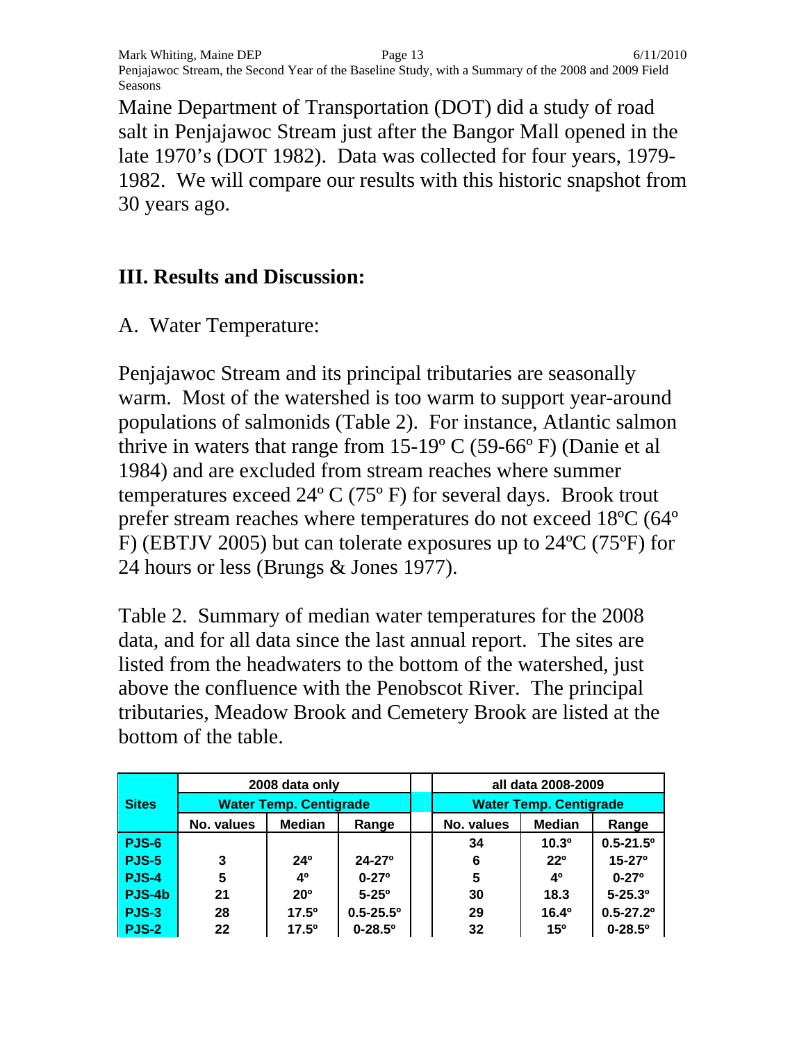Maine Department of Transportation (DOT) did a study of road salt in Penjajawoc Stream just after the Bangor Mall opened in the late 1970's (DOT 1982). Data was collected for four years, 1979-1982. We will compare our results with this historic snapshot from 30 years ago.

## III. Results and Discussion:

### A. Water Temperature:

Penjajawoc Stream and its principal tributaries are seasonally warm. Most of the watershed is too warm to support year-around populations of salmonids (Table 2). For instance, Atlantic salmon thrive in waters that range from 15-19º C (59-66º F) (Danie et al 1984) and are excluded from stream reaches where summer temperatures exceed 24º C (75º F) for several days. Brook trout prefer stream reaches where temperatures do not exceed 18ºC (64º F) (EBTJV 2005) but can tolerate exposures up to 24ºC (75ºF) for 24 hours or less (Brungs & Jones 1977).

Table 2. Summary of median water temperatures for the 2008 data, and for all data since the last annual report. The sites are listed from the headwaters to the bottom of the watershed, just above the confluence with the Penobscot River. The principal tributaries, Meadow Brook and Cemetery Brook are listed at the bottom of the table.

| Sites | 2008 data only | | | | all data 2008-2009 | | |
|---|---|---|---|---|---|---|---|
| | Water Temp. Centigrade | | | | Water Temp. Centigrade | | |
| | No. values | Median | Range | | No. values | Median | Range |
| PJS-6 | | | | | 34 | 10.3º | 0.5-21.5º |
| PJS-5 | 3 | 24º | 24-27º | | 6 | 22º | 15-27º |
| PJS-4 | 5 | 4º | 0-27º | | 5 | 4º | 0-27º |
| PJS-4b | 21 | 20º | 5-25º | | 30 | 18.3 | 5-25.3º |
| PJS-3 | 28 | 17.5º | 0.5-25.5º | | 29 | 16.4º | 0.5-27.2º |
| PJS-2 | 22 | 17.5º | 0-28.5º | | 32 | 15º | 0-28.5º |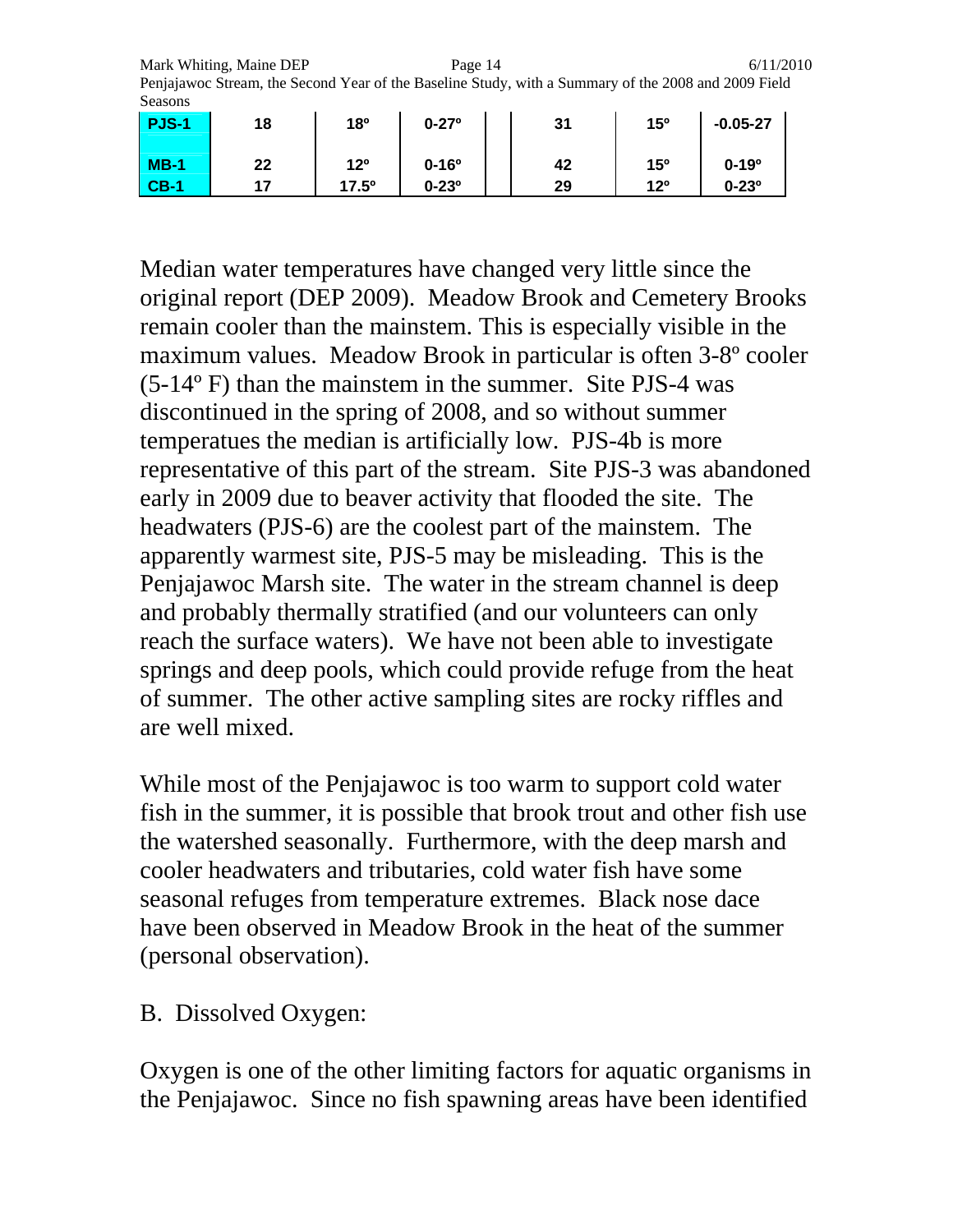| PJS-1 | 18 | 18º | 0-27º | | 31 | 15º | -0.05-27 |
|---|---|---|---|---|---|---|---|
| MB-1 | 22 | 12º | 0-16º | | 42 | 15º | 0-19º |
| CB-1 | 17 | 17.5º | 0-23º | | 29 | 12º | 0-23º |

Median water temperatures have changed very little since the original report (DEP 2009). Meadow Brook and Cemetery Brooks remain cooler than the mainstem. This is especially visible in the maximum values. Meadow Brook in particular is often 3-8º cooler (5-14º F) than the mainstem in the summer. Site PJS-4 was discontinued in the spring of 2008, and so without summer temperatues the median is artificially low. PJS-4b is more representative of this part of the stream. Site PJS-3 was abandoned early in 2009 due to beaver activity that flooded the site. The headwaters (PJS-6) are the coolest part of the mainstem. The apparently warmest site, PJS-5 may be misleading. This is the Penjajawoc Marsh site. The water in the stream channel is deep and probably thermally stratified (and our volunteers can only reach the surface waters). We have not been able to investigate springs and deep pools, which could provide refuge from the heat of summer. The other active sampling sites are rocky riffles and are well mixed.

While most of the Penjajawoc is too warm to support cold water fish in the summer, it is possible that brook trout and other fish use the watershed seasonally. Furthermore, with the deep marsh and cooler headwaters and tributaries, cold water fish have some seasonal refuges from temperature extremes. Black nose dace have been observed in Meadow Brook in the heat of the summer (personal observation).

B. Dissolved Oxygen:

Oxygen is one of the other limiting factors for aquatic organisms in the Penjajawoc. Since no fish spawning areas have been identified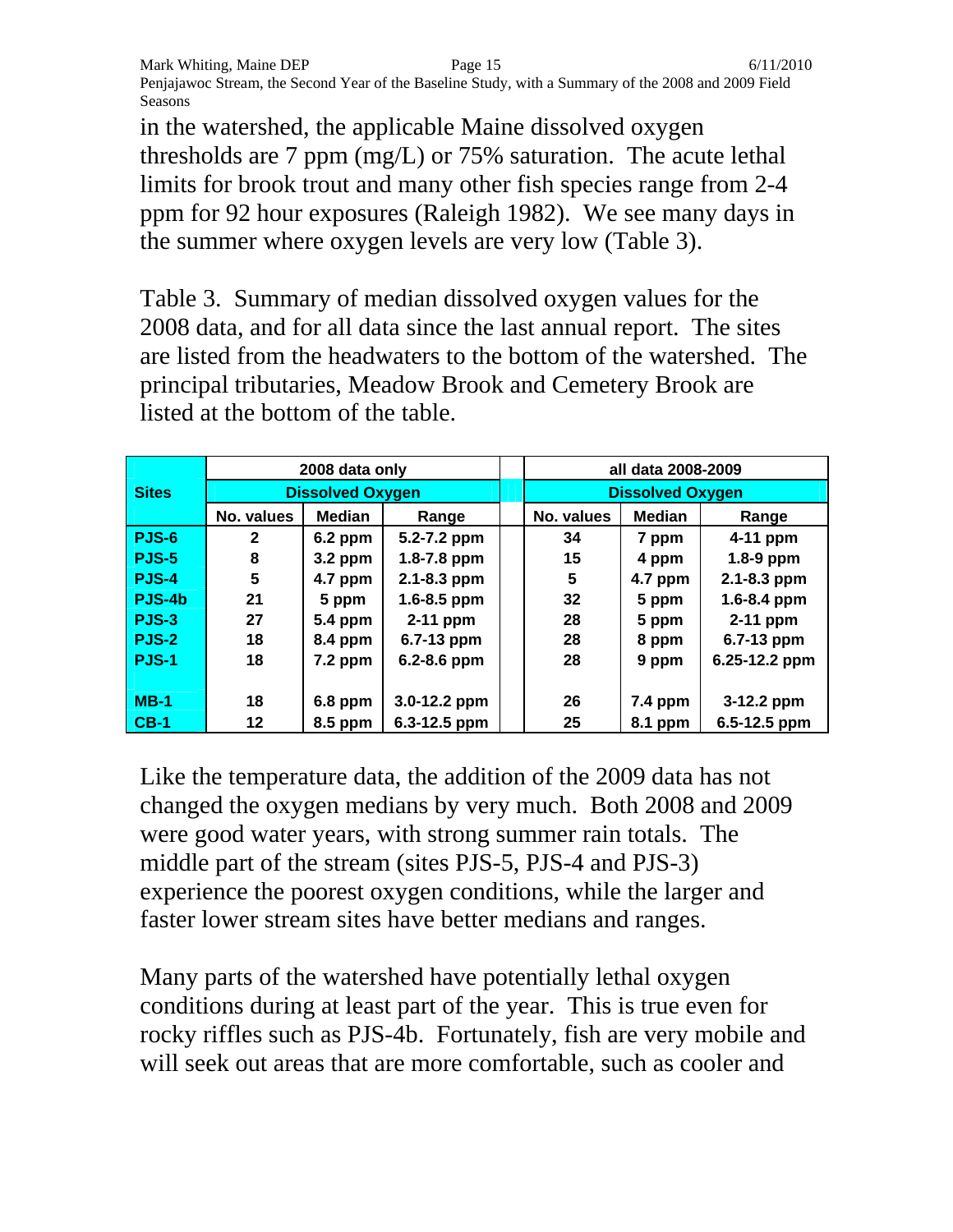in the watershed, the applicable Maine dissolved oxygen thresholds are 7 ppm (mg/L) or 75% saturation. The acute lethal limits for brook trout and many other fish species range from 2-4 ppm for 92 hour exposures (Raleigh 1982). We see many days in the summer where oxygen levels are very low (Table 3).

Table 3. Summary of median dissolved oxygen values for the 2008 data, and for all data since the last annual report. The sites are listed from the headwaters to the bottom of the watershed. The principal tributaries, Meadow Brook and Cemetery Brook are listed at the bottom of the table.

| Sites | 2008 data only | | | all data 2008-2009 | | |
|---|---|---|---|---|---|---|
| | Dissolved Oxygen | | | Dissolved Oxygen | | |
| | No. values | Median | Range | No. values | Median | Range |
| PJS-6 | 2 | 6.2 ppm | 5.2-7.2 ppm | 34 | 7 ppm | 4-11 ppm |
| PJS-5 | 8 | 3.2 ppm | 1.8-7.8 ppm | 15 | 4 ppm | 1.8-9 ppm |
| PJS-4 | 5 | 4.7 ppm | 2.1-8.3 ppm | 5 | 4.7 ppm | 2.1-8.3 ppm |
| PJS-4b | 21 | 5 ppm | 1.6-8.5 ppm | 32 | 5 ppm | 1.6-8.4 ppm |
| PJS-3 | 27 | 5.4 ppm | 2-11 ppm | 28 | 5 ppm | 2-11 ppm |
| PJS-2 | 18 | 8.4 ppm | 6.7-13 ppm | 28 | 8 ppm | 6.7-13 ppm |
| PJS-1 | 18 | 7.2 ppm | 6.2-8.6 ppm | 28 | 9 ppm | 6.25-12.2 ppm |
| | | | | | | |
| MB-1 | 18 | 6.8 ppm | 3.0-12.2 ppm | 26 | 7.4 ppm | 3-12.2 ppm |
| CB-1 | 12 | 8.5 ppm | 6.3-12.5 ppm | 25 | 8.1 ppm | 6.5-12.5 ppm |

Like the temperature data, the addition of the 2009 data has not changed the oxygen medians by very much. Both 2008 and 2009 were good water years, with strong summer rain totals. The middle part of the stream (sites PJS-5, PJS-4 and PJS-3) experience the poorest oxygen conditions, while the larger and faster lower stream sites have better medians and ranges.

Many parts of the watershed have potentially lethal oxygen conditions during at least part of the year. This is true even for rocky riffles such as PJS-4b. Fortunately, fish are very mobile and will seek out areas that are more comfortable, such as cooler and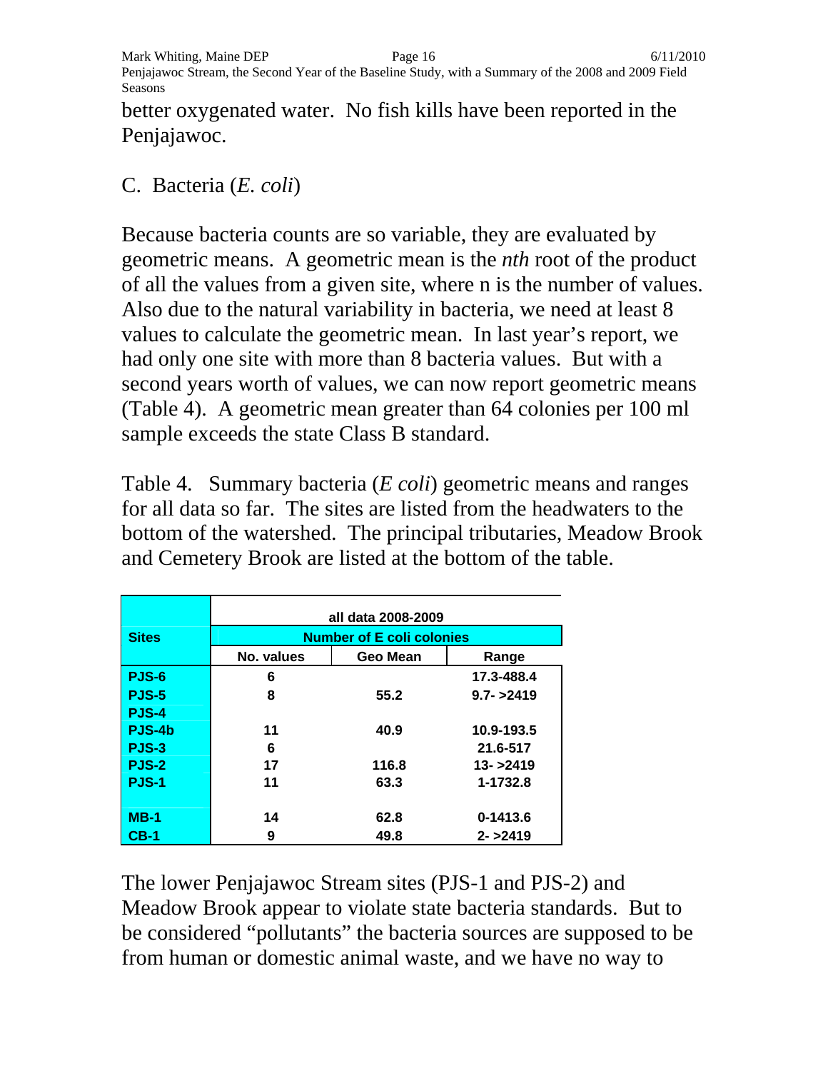better oxygenated water. No fish kills have been reported in the Penjajawoc.

## C. Bacteria (*E. coli*)

Because bacteria counts are so variable, they are evaluated by geometric means. A geometric mean is the *nth* root of the product of all the values from a given site, where n is the number of values. Also due to the natural variability in bacteria, we need at least 8 values to calculate the geometric mean. In last year's report, we had only one site with more than 8 bacteria values. But with a second years worth of values, we can now report geometric means (Table 4). A geometric mean greater than 64 colonies per 100 ml sample exceeds the state Class B standard.

Table 4. Summary bacteria (*E coli*) geometric means and ranges for all data so far. The sites are listed from the headwaters to the bottom of the watershed. The principal tributaries, Meadow Brook and Cemetery Brook are listed at the bottom of the table.

| Sites | all data 2008-2009 Number of E coli colonies | | |
|---|---|---|---|
| | No. values | Geo Mean | Range |
| PJS-6 | 6 | | 17.3-488.4 |
| PJS-5 | 8 | 55.2 | 9.7- >2419 |
| PJS-4 | | | |
| PJS-4b | 11 | 40.9 | 10.9-193.5 |
| PJS-3 | 6 | | 21.6-517 |
| PJS-2 | 17 | 116.8 | 13- >2419 |
| PJS-1 | 11 | 63.3 | 1-1732.8 |
| | | | |
| MB-1 | 14 | 62.8 | 0-1413.6 |
| CB-1 | 9 | 49.8 | 2- >2419 |

The lower Penjajawoc Stream sites (PJS-1 and PJS-2) and Meadow Brook appear to violate state bacteria standards. But to be considered "pollutants" the bacteria sources are supposed to be from human or domestic animal waste, and we have no way to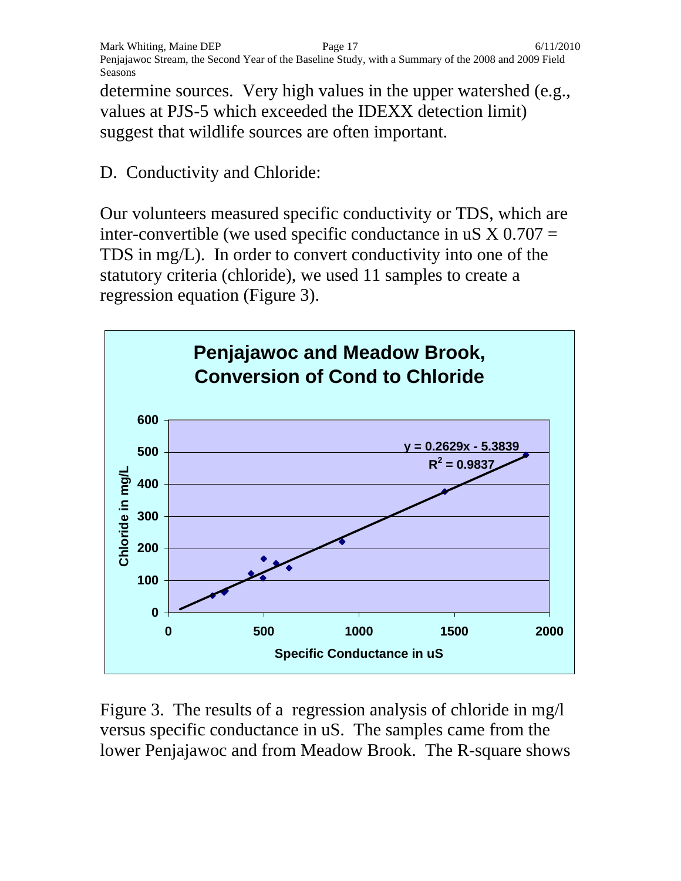determine sources. Very high values in the upper watershed (e.g., values at PJS-5 which exceeded the IDEXX detection limit) suggest that wildlife sources are often important.

D. Conductivity and Chloride:

Our volunteers measured specific conductivity or TDS, which are inter-convertible (we used specific conductance in uS X 0.707 = TDS in mg/L). In order to convert conductivity into one of the statutory criteria (chloride), we used 11 samples to create a regression equation (Figure 3).

**Penjajawoc and Meadow Brook, Conversion of Cond to Chloride**

$y = 0.2629x - 5.3839$

$R^2 = 0.9837$

Figure 3. The results of a regression analysis of chloride in mg/l versus specific conductance in uS. The samples came from the lower Penjajawoc and from Meadow Brook. The R-square shows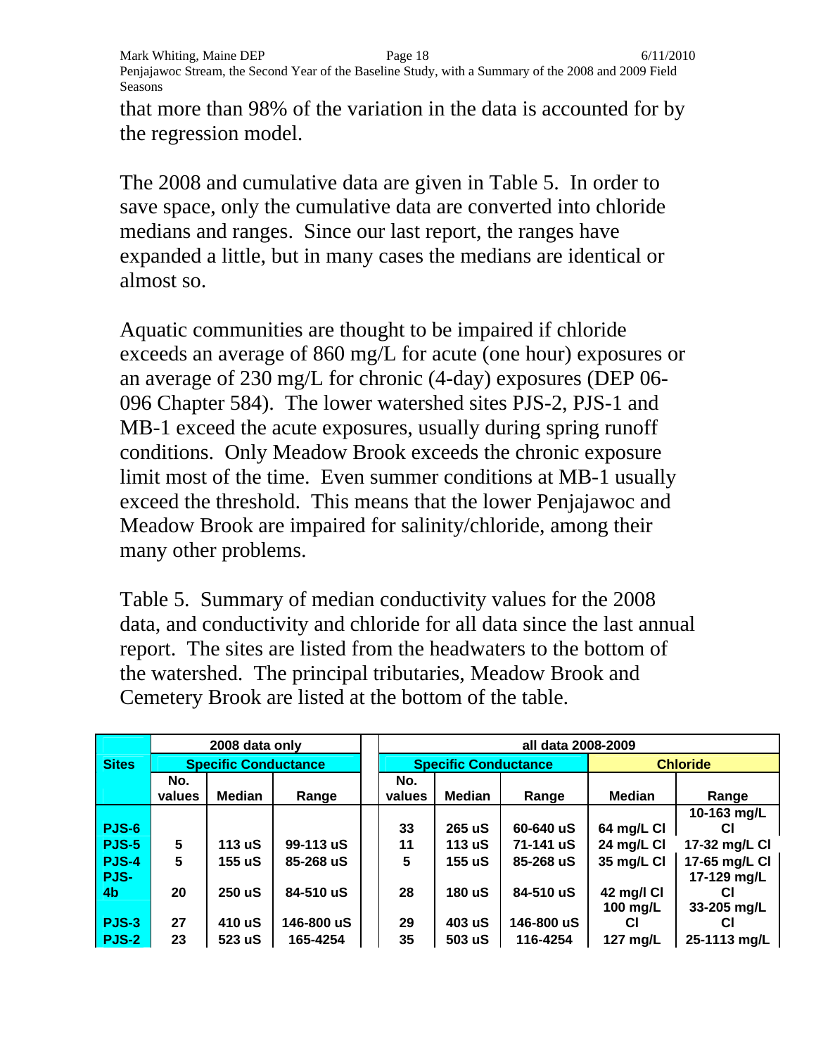that more than 98% of the variation in the data is accounted for by the regression model.

The 2008 and cumulative data are given in Table 5. In order to save space, only the cumulative data are converted into chloride medians and ranges. Since our last report, the ranges have expanded a little, but in many cases the medians are identical or almost so.

Aquatic communities are thought to be impaired if chloride exceeds an average of 860 mg/L for acute (one hour) exposures or an average of 230 mg/L for chronic (4-day) exposures (DEP 06-096 Chapter 584). The lower watershed sites PJS-2, PJS-1 and MB-1 exceed the acute exposures, usually during spring runoff conditions. Only Meadow Brook exceeds the chronic exposure limit most of the time. Even summer conditions at MB-1 usually exceed the threshold. This means that the lower Penjajawoc and Meadow Brook are impaired for salinity/chloride, among their many other problems.

Table 5. Summary of median conductivity values for the 2008 data, and conductivity and chloride for all data since the last annual report. The sites are listed from the headwaters to the bottom of the watershed. The principal tributaries, Meadow Brook and Cemetery Brook are listed at the bottom of the table.

| | 2008 data only | | | all data 2008-2009 | | | | |
|---|---|---|---|---|---|---|---|---|
| **Sites** | **Specific Conductance** | | | **Specific Conductance** | | | **Chloride** | |
| | **No. values** | **Median** | **Range** | **No. values** | **Median** | **Range** | **Median** | **Range** |
| **PJS-6** | | | | 33 | 265 uS | 60-640 uS | 64 mg/L Cl | 10-163 mg/L Cl |
| **PJS-5** | 5 | 113 uS | 99-113 uS | 11 | 113 uS | 71-141 uS | 24 mg/L Cl | 17-32 mg/L Cl |
| **PJS-4** | 5 | 155 uS | 85-268 uS | 5 | 155 uS | 85-268 uS | 35 mg/L Cl | 17-65 mg/L Cl |
| **PJS-4b** | 20 | 250 uS | 84-510 uS | 28 | 180 uS | 84-510 uS | 42 mg/l Cl | 17-129 mg/L Cl |
| **PJS-3** | 27 | 410 uS | 146-800 uS | 29 | 403 uS | 146-800 uS | 100 mg/L Cl | 33-205 mg/L Cl |
| **PJS-2** | 23 | 523 uS | 165-4254 | 35 | 503 uS | 116-4254 | 127 mg/L | 25-1113 mg/L |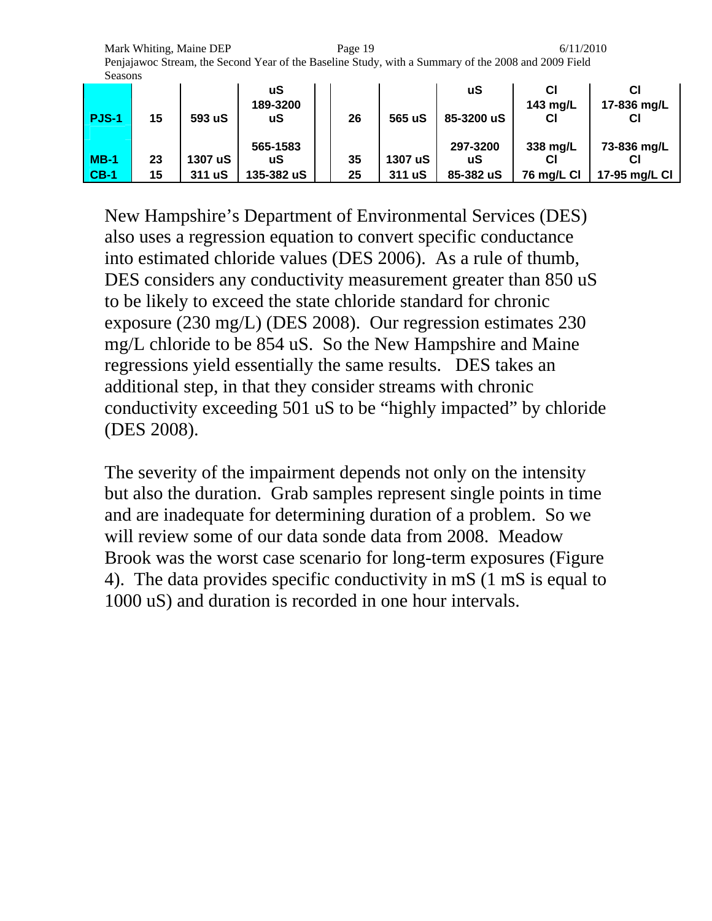|  |  |  | uS |  |  |  | uS | Cl | Cl |
| --- | --- | --- | --- | --- | --- | --- | --- | --- | --- |
| **PJS-1** | **15** | **593 uS** | **189-3200 uS** |  | **26** | **565 uS** | **85-3200 uS** | **143 mg/L Cl** | **17-836 mg/L Cl** |
| **MB-1** | **23** | **1307 uS** | **565-1583 uS** |  | **35** | **1307 uS** | **297-3200 uS** | **338 mg/L Cl** | **73-836 mg/L Cl** |
| **CB-1** | **15** | **311 uS** | **135-382 uS** |  | **25** | **311 uS** | **85-382 uS** | **76 mg/L Cl** | **17-95 mg/L Cl** |

New Hampshire's Department of Environmental Services (DES) also uses a regression equation to convert specific conductance into estimated chloride values (DES 2006). As a rule of thumb, DES considers any conductivity measurement greater than 850 uS to be likely to exceed the state chloride standard for chronic exposure (230 mg/L) (DES 2008). Our regression estimates 230 mg/L chloride to be 854 uS. So the New Hampshire and Maine regressions yield essentially the same results. DES takes an additional step, in that they consider streams with chronic conductivity exceeding 501 uS to be "highly impacted" by chloride (DES 2008).

The severity of the impairment depends not only on the intensity but also the duration. Grab samples represent single points in time and are inadequate for determining duration of a problem. So we will review some of our data sonde data from 2008. Meadow Brook was the worst case scenario for long-term exposures (Figure 4). The data provides specific conductivity in mS (1 mS is equal to 1000 uS) and duration is recorded in one hour intervals.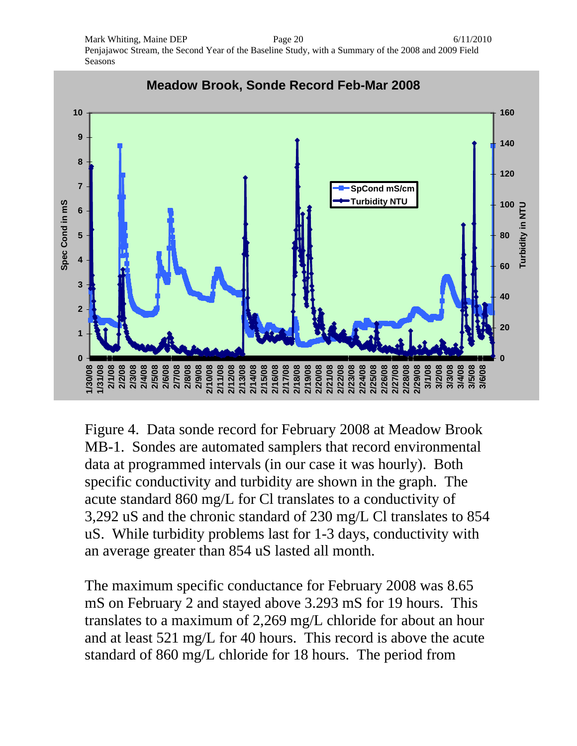Figure 4. Data sonde record for February 2008 at Meadow Brook MB-1. Sondes are automated samplers that record environmental data at programmed intervals (in our case it was hourly). Both specific conductivity and turbidity are shown in the graph. The acute standard 860 mg/L for Cl translates to a conductivity of 3,292 uS and the chronic standard of 230 mg/L Cl translates to 854 uS. While turbidity problems last for 1-3 days, conductivity with an average greater than 854 uS lasted all month.

The maximum specific conductance for February 2008 was 8.65 mS on February 2 and stayed above 3.293 mS for 19 hours. This translates to a maximum of 2,269 mg/L chloride for about an hour and at least 521 mg/L for 40 hours. This record is above the acute standard of 860 mg/L chloride for 18 hours. The period from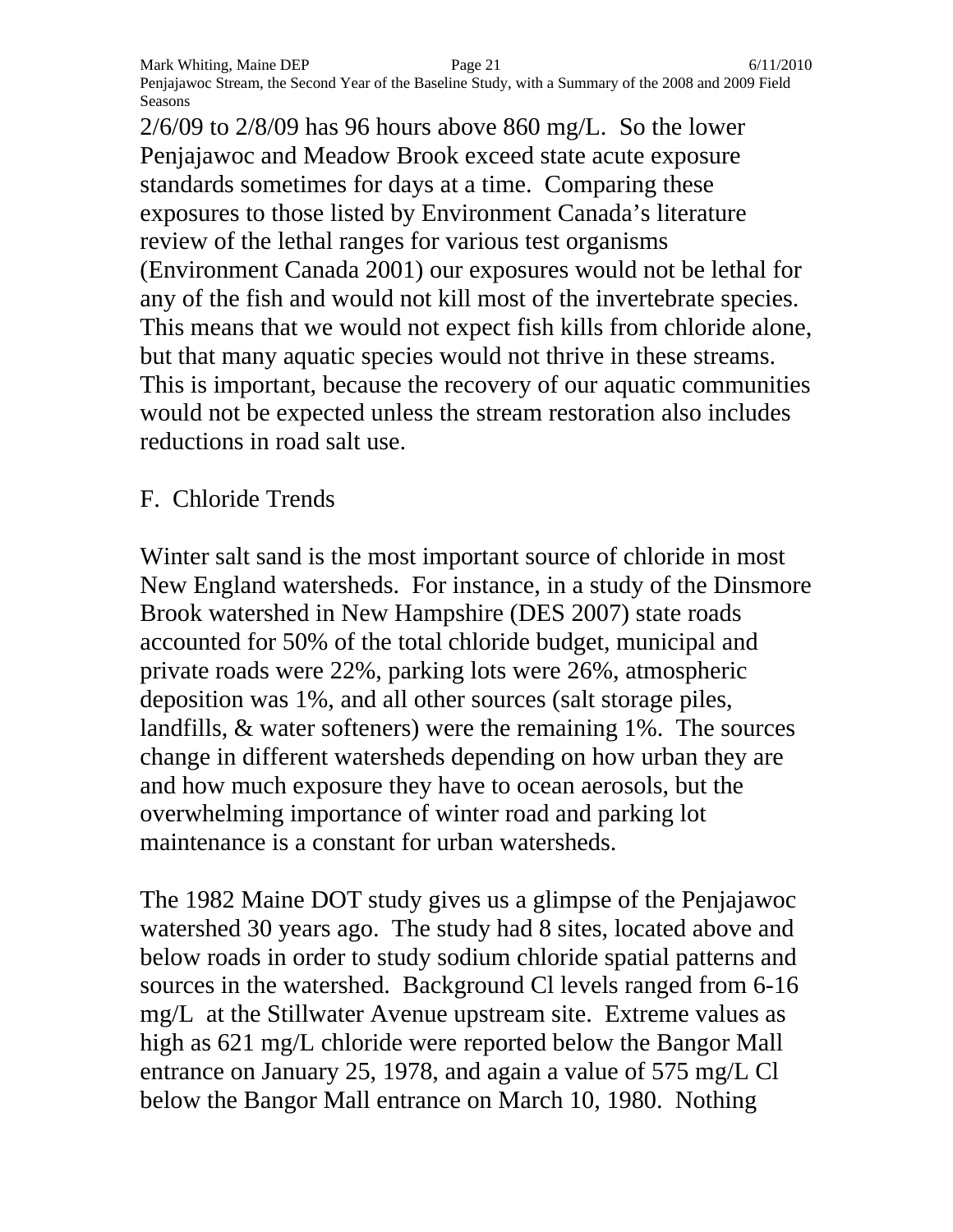2/6/09 to 2/8/09 has 96 hours above 860 mg/L. So the lower Penjajawoc and Meadow Brook exceed state acute exposure standards sometimes for days at a time. Comparing these exposures to those listed by Environment Canada's literature review of the lethal ranges for various test organisms (Environment Canada 2001) our exposures would not be lethal for any of the fish and would not kill most of the invertebrate species. This means that we would not expect fish kills from chloride alone, but that many aquatic species would not thrive in these streams. This is important, because the recovery of our aquatic communities would not be expected unless the stream restoration also includes reductions in road salt use.

## F. Chloride Trends

Winter salt sand is the most important source of chloride in most New England watersheds. For instance, in a study of the Dinsmore Brook watershed in New Hampshire (DES 2007) state roads accounted for 50% of the total chloride budget, municipal and private roads were 22%, parking lots were 26%, atmospheric deposition was 1%, and all other sources (salt storage piles, landfills, & water softeners) were the remaining 1%. The sources change in different watersheds depending on how urban they are and how much exposure they have to ocean aerosols, but the overwhelming importance of winter road and parking lot maintenance is a constant for urban watersheds.

The 1982 Maine DOT study gives us a glimpse of the Penjajawoc watershed 30 years ago. The study had 8 sites, located above and below roads in order to study sodium chloride spatial patterns and sources in the watershed. Background Cl levels ranged from 6-16 mg/L at the Stillwater Avenue upstream site. Extreme values as high as 621 mg/L chloride were reported below the Bangor Mall entrance on January 25, 1978, and again a value of 575 mg/L Cl below the Bangor Mall entrance on March 10, 1980. Nothing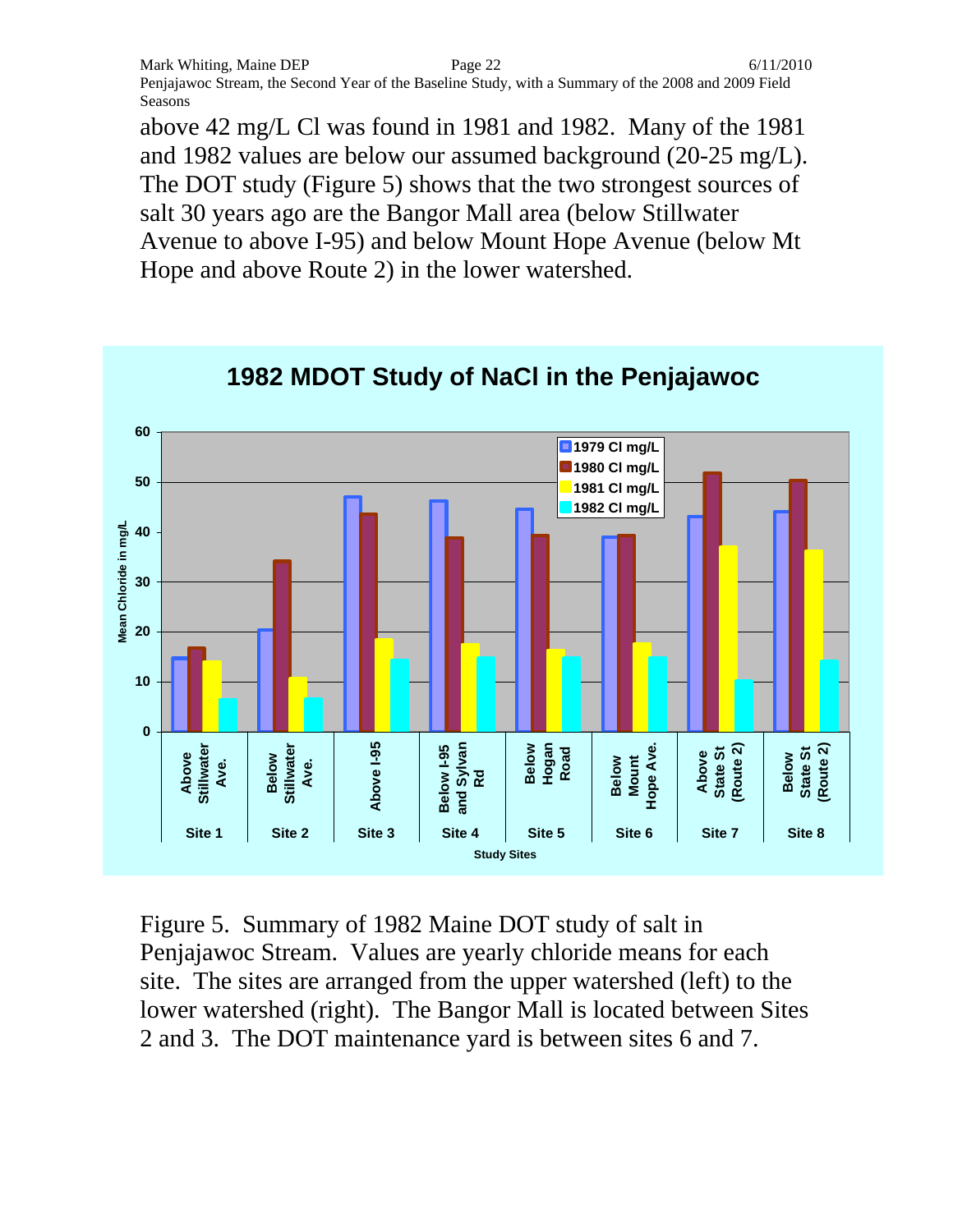above 42 mg/L Cl was found in 1981 and 1982. Many of the 1981 and 1982 values are below our assumed background (20-25 mg/L). The DOT study (Figure 5) shows that the two strongest sources of salt 30 years ago are the Bangor Mall area (below Stillwater Avenue to above I-95) and below Mount Hope Avenue (below Mt Hope and above Route 2) in the lower watershed.

**1982 MDOT Study of NaCl in the Penjajawoc**

Figure 5. Summary of 1982 Maine DOT study of salt in Penjajawoc Stream. Values are yearly chloride means for each site. The sites are arranged from the upper watershed (left) to the lower watershed (right). The Bangor Mall is located between Sites 2 and 3. The DOT maintenance yard is between sites 6 and 7.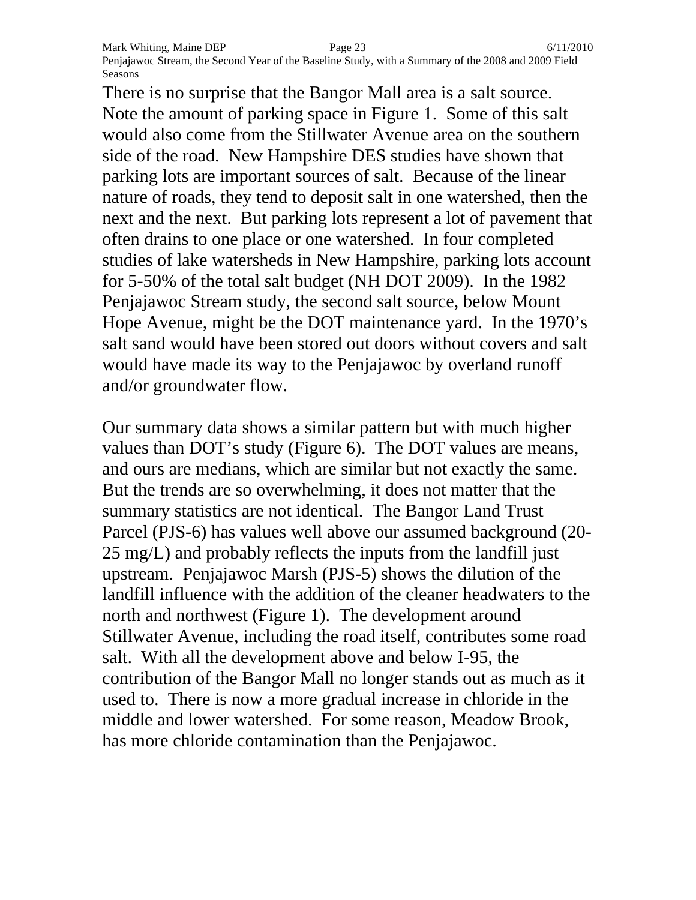There is no surprise that the Bangor Mall area is a salt source. Note the amount of parking space in Figure 1. Some of this salt would also come from the Stillwater Avenue area on the southern side of the road. New Hampshire DES studies have shown that parking lots are important sources of salt. Because of the linear nature of roads, they tend to deposit salt in one watershed, then the next and the next. But parking lots represent a lot of pavement that often drains to one place or one watershed. In four completed studies of lake watersheds in New Hampshire, parking lots account for 5-50% of the total salt budget (NH DOT 2009). In the 1982 Penjajawoc Stream study, the second salt source, below Mount Hope Avenue, might be the DOT maintenance yard. In the 1970's salt sand would have been stored out doors without covers and salt would have made its way to the Penjajawoc by overland runoff and/or groundwater flow.

Our summary data shows a similar pattern but with much higher values than DOT's study (Figure 6). The DOT values are means, and ours are medians, which are similar but not exactly the same. But the trends are so overwhelming, it does not matter that the summary statistics are not identical. The Bangor Land Trust Parcel (PJS-6) has values well above our assumed background (20-25 mg/L) and probably reflects the inputs from the landfill just upstream. Penjajawoc Marsh (PJS-5) shows the dilution of the landfill influence with the addition of the cleaner headwaters to the north and northwest (Figure 1). The development around Stillwater Avenue, including the road itself, contributes some road salt. With all the development above and below I-95, the contribution of the Bangor Mall no longer stands out as much as it used to. There is now a more gradual increase in chloride in the middle and lower watershed. For some reason, Meadow Brook, has more chloride contamination than the Penjajawoc.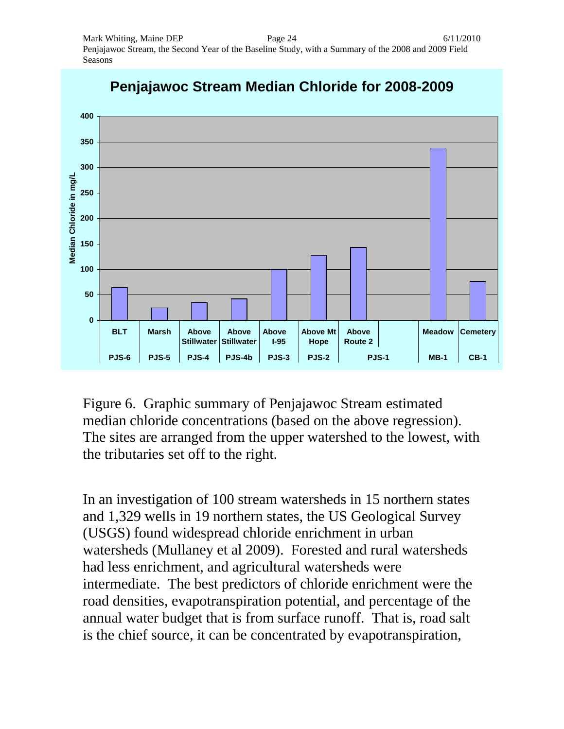Figure 6. Graphic summary of Penjajawoc Stream estimated median chloride concentrations (based on the above regression). The sites are arranged from the upper watershed to the lowest, with the tributaries set off to the right.

In an investigation of 100 stream watersheds in 15 northern states and 1,329 wells in 19 northern states, the US Geological Survey (USGS) found widespread chloride enrichment in urban watersheds (Mullaney et al 2009). Forested and rural watersheds had less enrichment, and agricultural watersheds were intermediate. The best predictors of chloride enrichment were the road densities, evapotranspiration potential, and percentage of the annual water budget that is from surface runoff. That is, road salt is the chief source, it can be concentrated by evapotranspiration,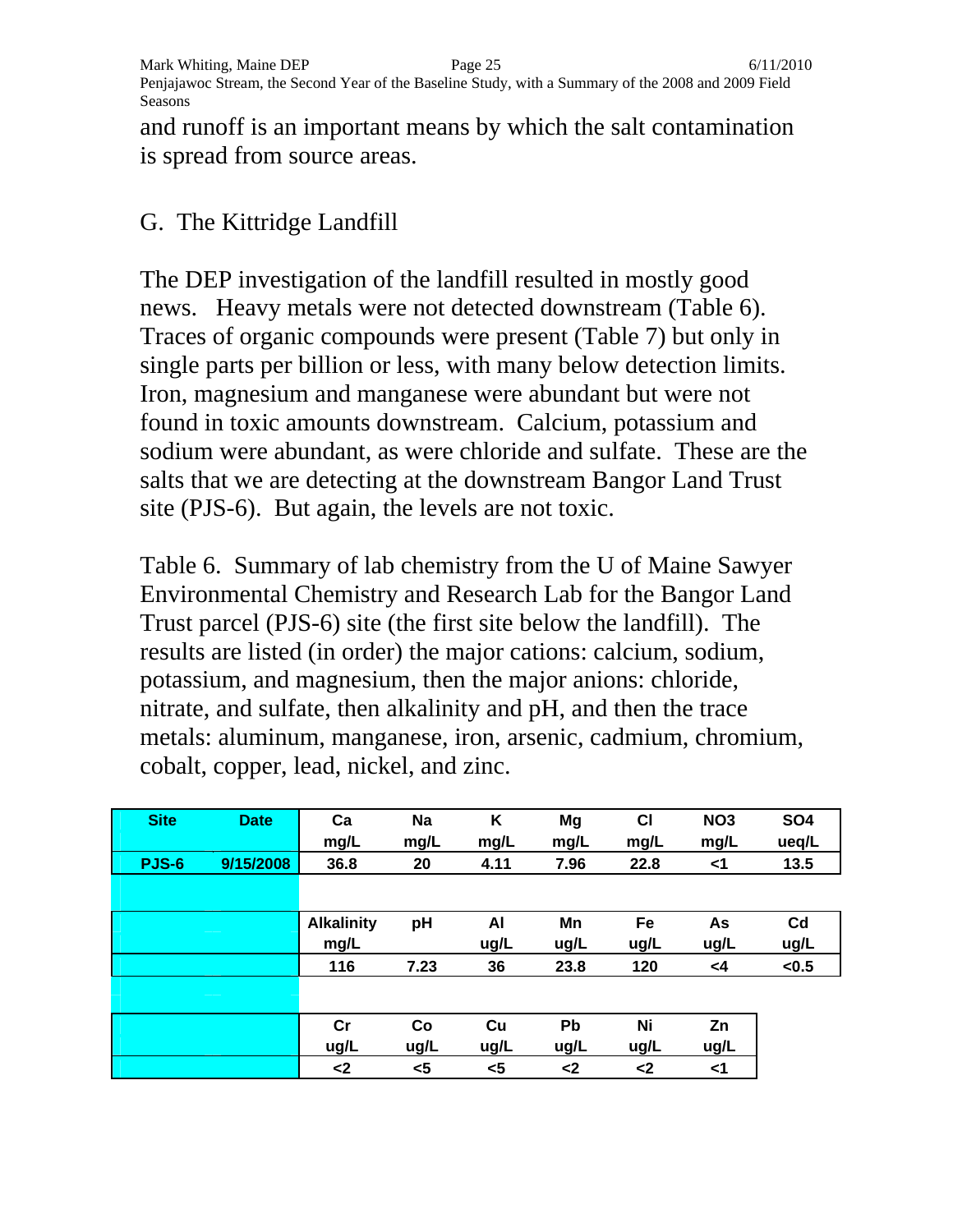and runoff is an important means by which the salt contamination is spread from source areas.

## G. The Kittridge Landfill

The DEP investigation of the landfill resulted in mostly good news. Heavy metals were not detected downstream (Table 6). Traces of organic compounds were present (Table 7) but only in single parts per billion or less, with many below detection limits. Iron, magnesium and manganese were abundant but were not found in toxic amounts downstream. Calcium, potassium and sodium were abundant, as were chloride and sulfate. These are the salts that we are detecting at the downstream Bangor Land Trust site (PJS-6). But again, the levels are not toxic.

Table 6. Summary of lab chemistry from the U of Maine Sawyer Environmental Chemistry and Research Lab for the Bangor Land Trust parcel (PJS-6) site (the first site below the landfill). The results are listed (in order) the major cations: calcium, sodium, potassium, and magnesium, then the major anions: chloride, nitrate, and sulfate, then alkalinity and pH, and then the trace metals: aluminum, manganese, iron, arsenic, cadmium, chromium, cobalt, copper, lead, nickel, and zinc.

| Site | Date | Ca mg/L | Na mg/L | K mg/L | Mg mg/L | Cl mg/L | NO3 mg/L | SO4 ueq/L |
|---|---|---|---|---|---|---|---|---|
| PJS-6 | 9/15/2008 | 36.8 | 20 | 4.11 | 7.96 | 22.8 | <1 | 13.5 |
| | | **Alkalinity mg/L** | **pH** | **Al ug/L** | **Mn ug/L** | **Fe ug/L** | **As ug/L** | **Cd ug/L** |
| | | 116 | 7.23 | 36 | 23.8 | 120 | <4 | <0.5 |
| | | **Cr ug/L** | **Co ug/L** | **Cu ug/L** | **Pb ug/L** | **Ni ug/L** | **Zn ug/L** | |
| | | <2 | <5 | <5 | <2 | <2 | <1 | |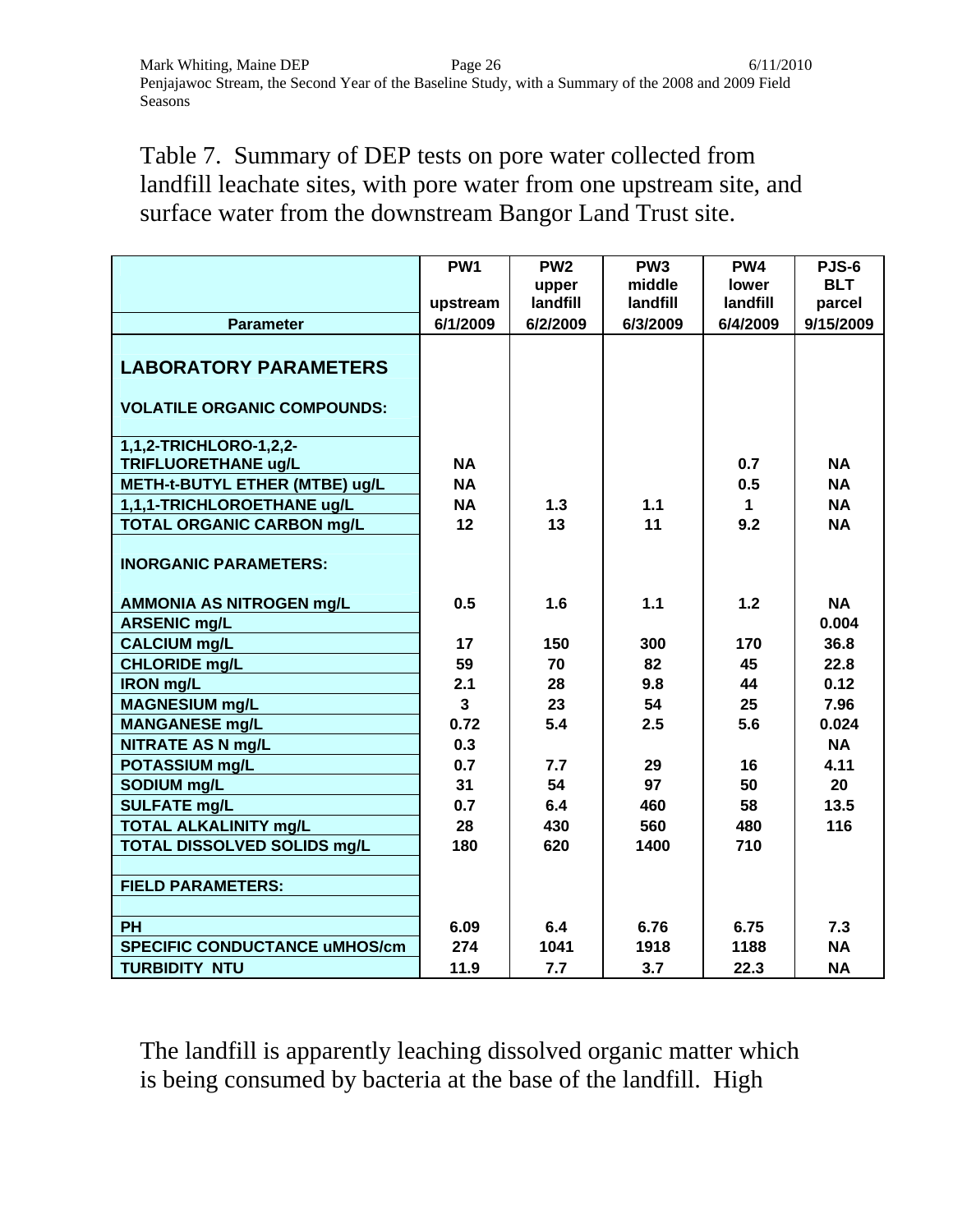Table 7. Summary of DEP tests on pore water collected from landfill leachate sites, with pore water from one upstream site, and surface water from the downstream Bangor Land Trust site.

| Parameter | PW1 upstream 6/1/2009 | PW2 upper landfill 6/2/2009 | PW3 middle landfill 6/3/2009 | PW4 lower landfill 6/4/2009 | PJS-6 BLT parcel 9/15/2009 |
|---|---|---|---|---|---|
| **LABORATORY PARAMETERS** | | | | | |
| **VOLATILE ORGANIC COMPOUNDS:** | | | | | |
| 1,1,2-TRICHLORO-1,2,2-TRIFLUORETHANE ug/L | NA | | | 0.7 | NA |
| METH-t-BUTYL ETHER (MTBE) ug/L | NA | | | 0.5 | NA |
| 1,1,1-TRICHLOROETHANE ug/L | NA | 1.3 | 1.1 | 1 | NA |
| TOTAL ORGANIC CARBON mg/L | 12 | 13 | 11 | 9.2 | NA |
| **INORGANIC PARAMETERS:** | | | | | |
| AMMONIA AS NITROGEN mg/L | 0.5 | 1.6 | 1.1 | 1.2 | NA |
| ARSENIC mg/L | | | | | 0.004 |
| CALCIUM mg/L | 17 | 150 | 300 | 170 | 36.8 |
| CHLORIDE mg/L | 59 | 70 | 82 | 45 | 22.8 |
| IRON mg/L | 2.1 | 28 | 9.8 | 44 | 0.12 |
| MAGNESIUM mg/L | 3 | 23 | 54 | 25 | 7.96 |
| MANGANESE mg/L | 0.72 | 5.4 | 2.5 | 5.6 | 0.024 |
| NITRATE AS N mg/L | 0.3 | | | | NA |
| POTASSIUM mg/L | 0.7 | 7.7 | 29 | 16 | 4.11 |
| SODIUM mg/L | 31 | 54 | 97 | 50 | 20 |
| SULFATE mg/L | 0.7 | 6.4 | 460 | 58 | 13.5 |
| TOTAL ALKALINITY mg/L | 28 | 430 | 560 | 480 | 116 |
| TOTAL DISSOLVED SOLIDS mg/L | 180 | 620 | 1400 | 710 | |
| **FIELD PARAMETERS:** | | | | | |
| PH | 6.09 | 6.4 | 6.76 | 6.75 | 7.3 |
| SPECIFIC CONDUCTANCE uMHOS/cm | 274 | 1041 | 1918 | 1188 | NA |
| TURBIDITY NTU | 11.9 | 7.7 | 3.7 | 22.3 | NA |

The landfill is apparently leaching dissolved organic matter which is being consumed by bacteria at the base of the landfill. High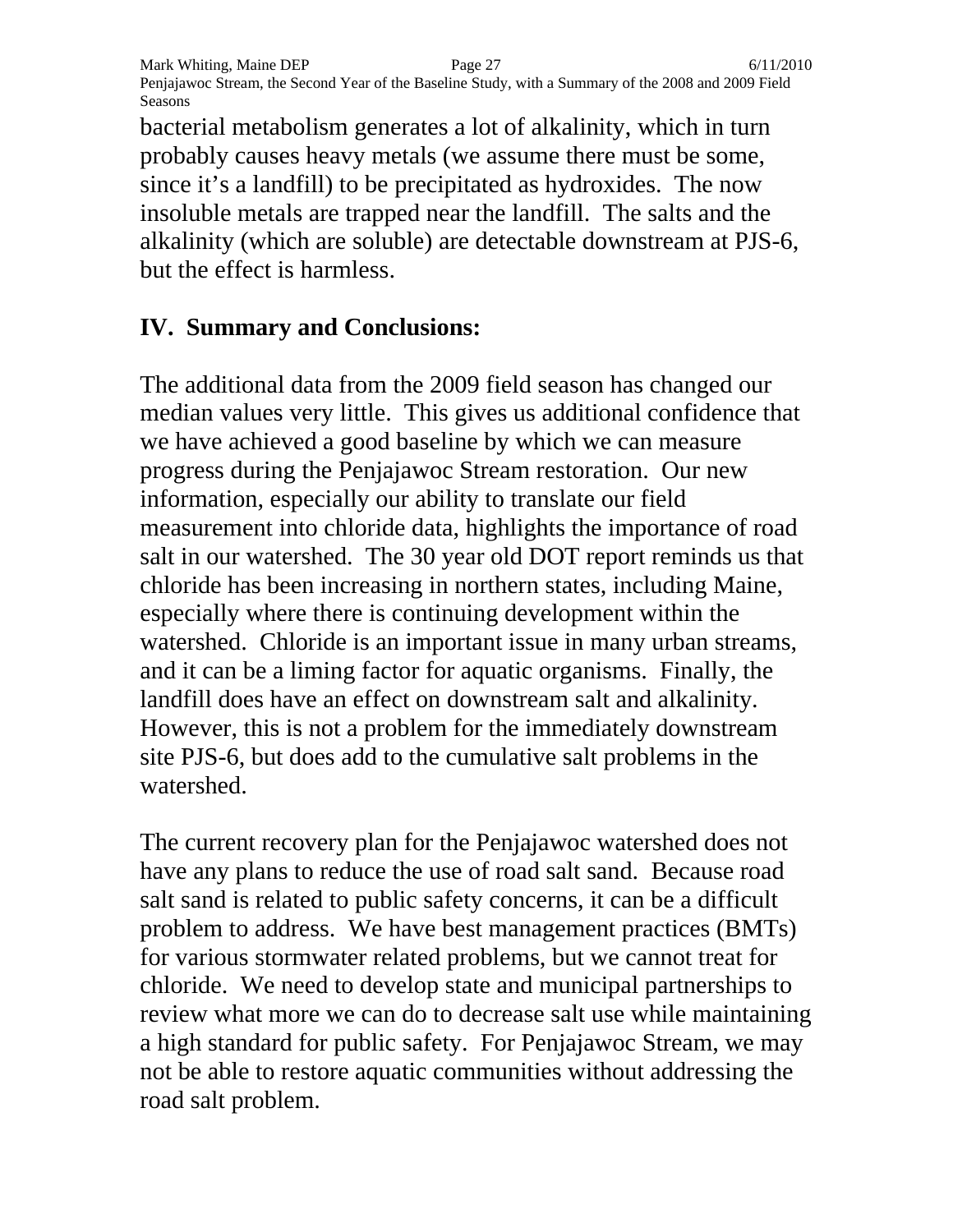bacterial metabolism generates a lot of alkalinity, which in turn probably causes heavy metals (we assume there must be some, since it's a landfill) to be precipitated as hydroxides. The now insoluble metals are trapped near the landfill. The salts and the alkalinity (which are soluble) are detectable downstream at PJS-6, but the effect is harmless.

## IV. Summary and Conclusions:

The additional data from the 2009 field season has changed our median values very little. This gives us additional confidence that we have achieved a good baseline by which we can measure progress during the Penjajawoc Stream restoration. Our new information, especially our ability to translate our field measurement into chloride data, highlights the importance of road salt in our watershed. The 30 year old DOT report reminds us that chloride has been increasing in northern states, including Maine, especially where there is continuing development within the watershed. Chloride is an important issue in many urban streams, and it can be a liming factor for aquatic organisms. Finally, the landfill does have an effect on downstream salt and alkalinity. However, this is not a problem for the immediately downstream site PJS-6, but does add to the cumulative salt problems in the watershed.

The current recovery plan for the Penjajawoc watershed does not have any plans to reduce the use of road salt sand. Because road salt sand is related to public safety concerns, it can be a difficult problem to address. We have best management practices (BMTs) for various stormwater related problems, but we cannot treat for chloride. We need to develop state and municipal partnerships to review what more we can do to decrease salt use while maintaining a high standard for public safety. For Penjajawoc Stream, we may not be able to restore aquatic communities without addressing the road salt problem.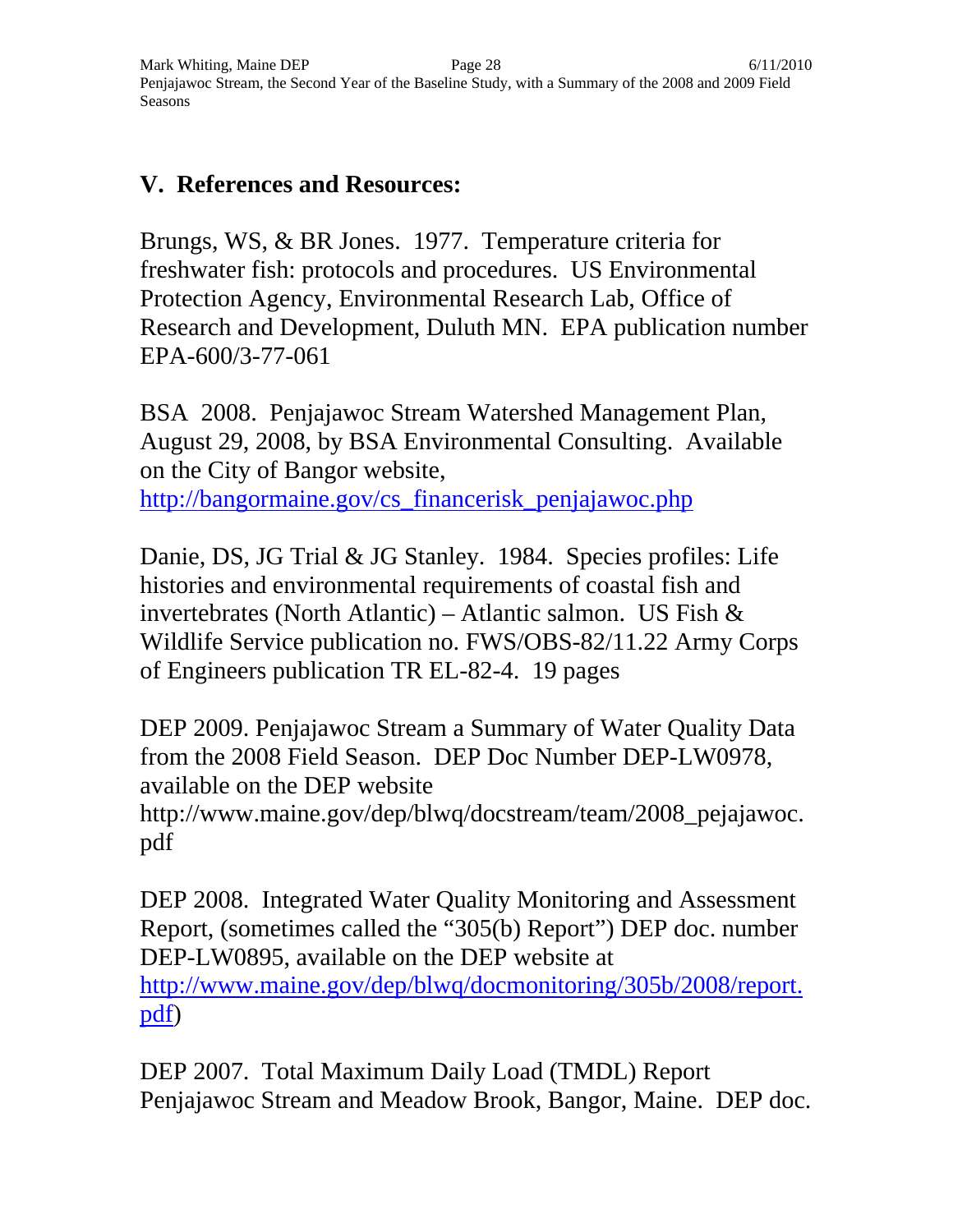## V. References and Resources:

Brungs, WS, & BR Jones. 1977. Temperature criteria for freshwater fish: protocols and procedures. US Environmental Protection Agency, Environmental Research Lab, Office of Research and Development, Duluth MN. EPA publication number EPA-600/3-77-061

BSA 2008. Penjajawoc Stream Watershed Management Plan, August 29, 2008, by BSA Environmental Consulting. Available on the City of Bangor website, http://bangormaine.gov/cs_financerisk_penjajawoc.php

Danie, DS, JG Trial & JG Stanley. 1984. Species profiles: Life histories and environmental requirements of coastal fish and invertebrates (North Atlantic) – Atlantic salmon. US Fish & Wildlife Service publication no. FWS/OBS-82/11.22 Army Corps of Engineers publication TR EL-82-4. 19 pages

DEP 2009. Penjajawoc Stream a Summary of Water Quality Data from the 2008 Field Season. DEP Doc Number DEP-LW0978, available on the DEP website http://www.maine.gov/dep/blwq/docstream/team/2008_pejajawoc.pdf

DEP 2008. Integrated Water Quality Monitoring and Assessment Report, (sometimes called the "305(b) Report") DEP doc. number DEP-LW0895, available on the DEP website at http://www.maine.gov/dep/blwq/docmonitoring/305b/2008/report.pdf)

DEP 2007. Total Maximum Daily Load (TMDL) Report Penjajawoc Stream and Meadow Brook, Bangor, Maine. DEP doc.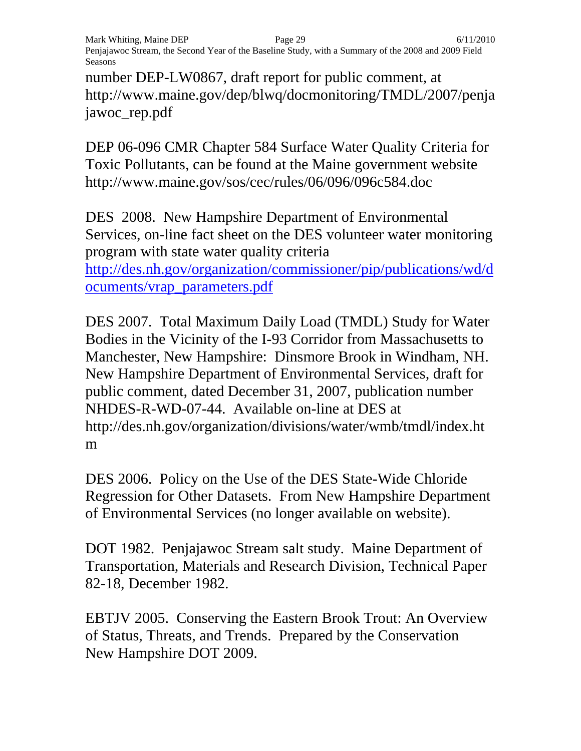number DEP-LW0867, draft report for public comment, at http://www.maine.gov/dep/blwq/docmonitoring/TMDL/2007/penjajawoc_rep.pdf

DEP 06-096 CMR Chapter 584 Surface Water Quality Criteria for Toxic Pollutants, can be found at the Maine government website http://www.maine.gov/sos/cec/rules/06/096/096c584.doc

DES 2008. New Hampshire Department of Environmental Services, on-line fact sheet on the DES volunteer water monitoring program with state water quality criteria [http://des.nh.gov/organization/commissioner/pip/publications/wd/documents/vrap_parameters.pdf](http://des.nh.gov/organization/commissioner/pip/publications/wd/documents/vrap_parameters.pdf)

DES 2007. Total Maximum Daily Load (TMDL) Study for Water Bodies in the Vicinity of the I-93 Corridor from Massachusetts to Manchester, New Hampshire: Dinsmore Brook in Windham, NH. New Hampshire Department of Environmental Services, draft for public comment, dated December 31, 2007, publication number NHDES-R-WD-07-44. Available on-line at DES at http://des.nh.gov/organization/divisions/water/wmb/tmdl/index.htm

DES 2006. Policy on the Use of the DES State-Wide Chloride Regression for Other Datasets. From New Hampshire Department of Environmental Services (no longer available on website).

DOT 1982. Penjajawoc Stream salt study. Maine Department of Transportation, Materials and Research Division, Technical Paper 82-18, December 1982.

EBTJV 2005. Conserving the Eastern Brook Trout: An Overview of Status, Threats, and Trends. Prepared by the Conservation New Hampshire DOT 2009.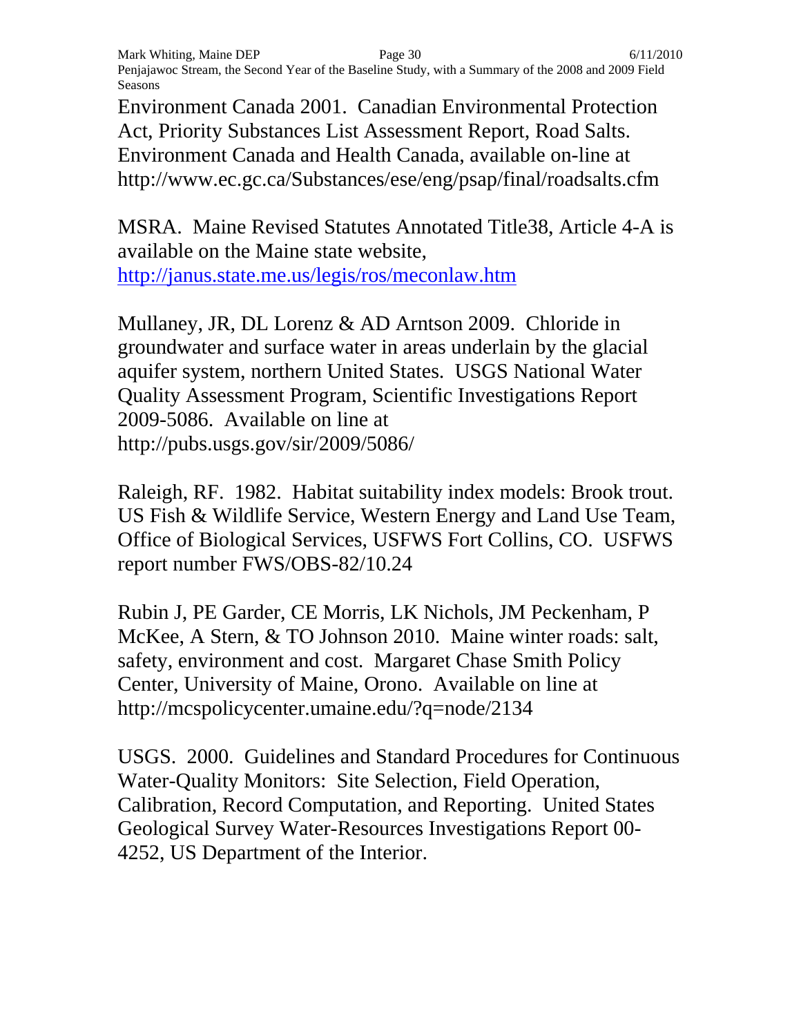Environment Canada 2001. Canadian Environmental Protection Act, Priority Substances List Assessment Report, Road Salts. Environment Canada and Health Canada, available on-line at http://www.ec.gc.ca/Substances/ese/eng/psap/final/roadsalts.cfm

MSRA. Maine Revised Statutes Annotated Title38, Article 4-A is available on the Maine state website, http://janus.state.me.us/legis/ros/meconlaw.htm

Mullaney, JR, DL Lorenz & AD Arntson 2009. Chloride in groundwater and surface water in areas underlain by the glacial aquifer system, northern United States. USGS National Water Quality Assessment Program, Scientific Investigations Report 2009-5086. Available on line at http://pubs.usgs.gov/sir/2009/5086/

Raleigh, RF. 1982. Habitat suitability index models: Brook trout. US Fish & Wildlife Service, Western Energy and Land Use Team, Office of Biological Services, USFWS Fort Collins, CO. USFWS report number FWS/OBS-82/10.24

Rubin J, PE Garder, CE Morris, LK Nichols, JM Peckenham, P McKee, A Stern, & TO Johnson 2010. Maine winter roads: salt, safety, environment and cost. Margaret Chase Smith Policy Center, University of Maine, Orono. Available on line at http://mcspolicycenter.umaine.edu/?q=node/2134

USGS. 2000. Guidelines and Standard Procedures for Continuous Water-Quality Monitors: Site Selection, Field Operation, Calibration, Record Computation, and Reporting. United States Geological Survey Water-Resources Investigations Report 00-4252, US Department of the Interior.